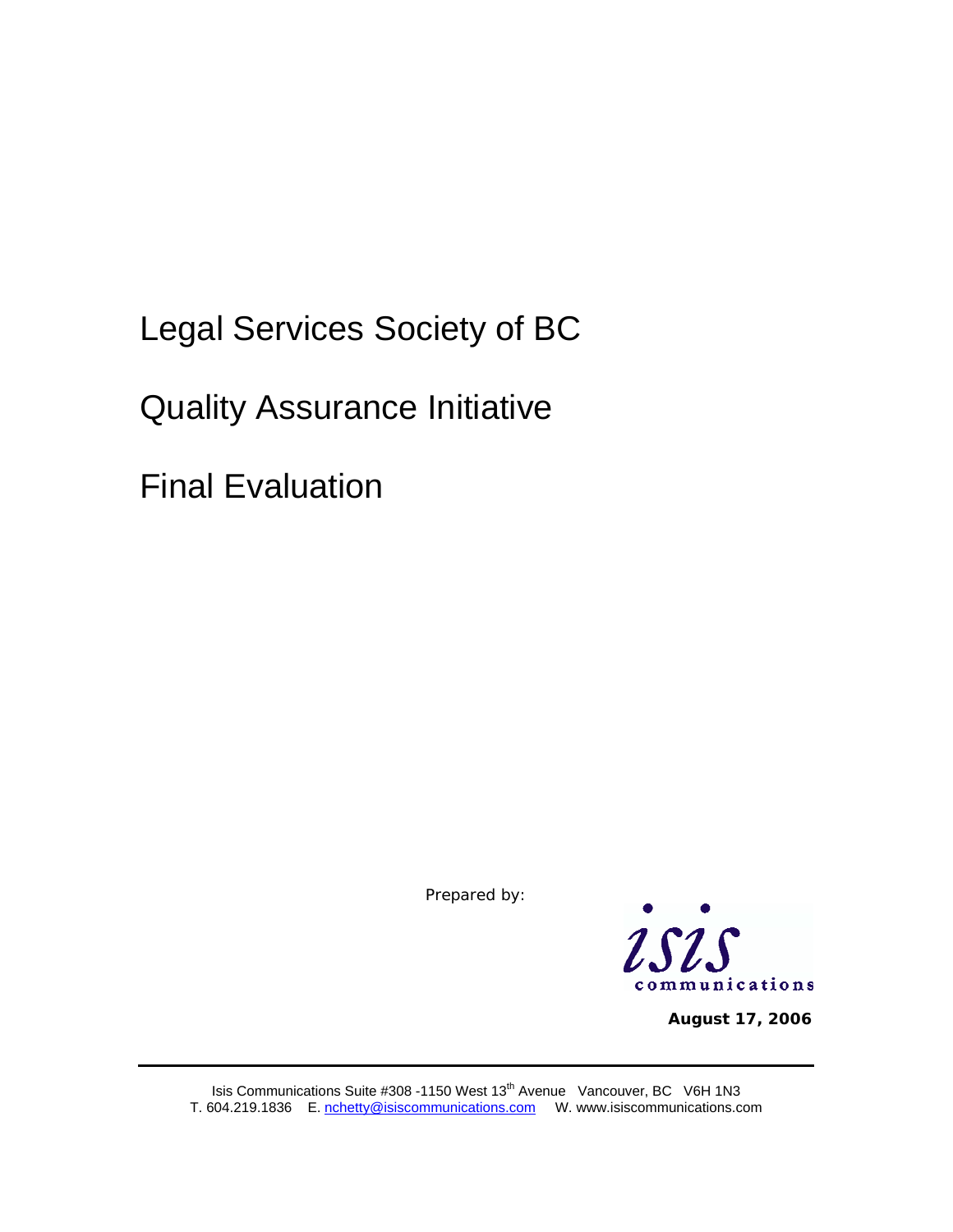# Legal Services Society of BC

# Quality Assurance Initiative

# Final Evaluation

*Prepared by:*

isis communications

**August 17, 2006**

Isis Communications Suite #308 -1150 West 13th Avenue Vancouver, BC V6H 1N3
T. 604.219.1836 E. nchetty@isiscommunications.com W. www.isiscommunications.com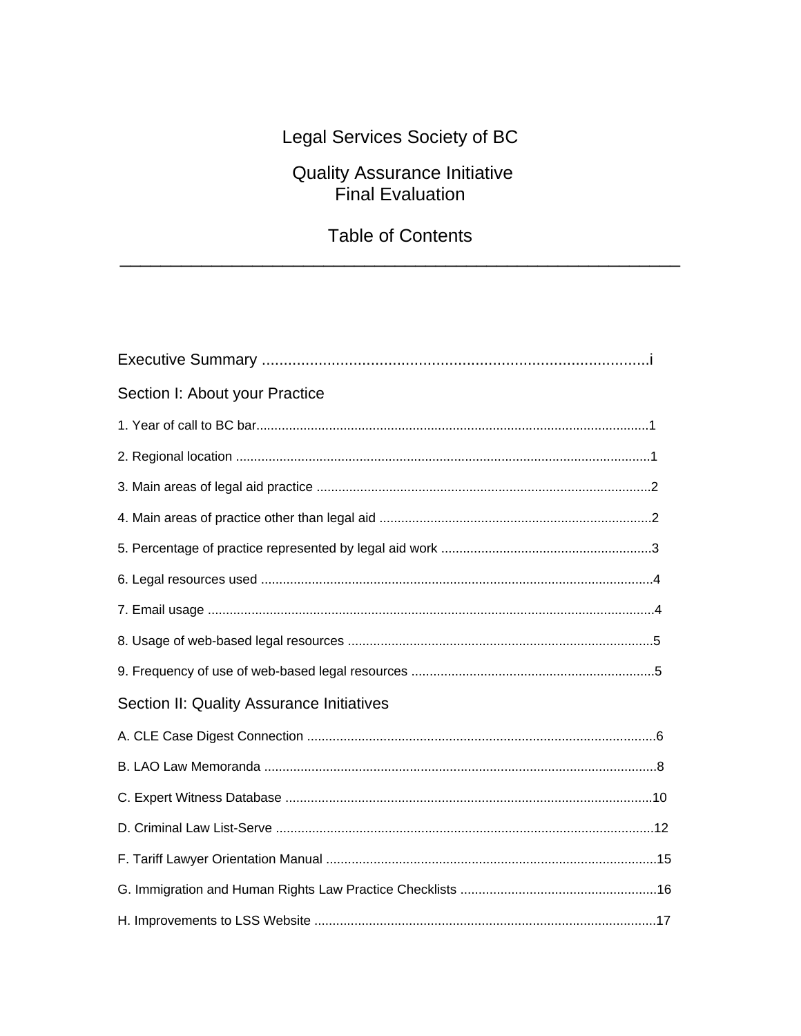# Legal Services Society of BC

## Quality Assurance Initiative
## Final Evaluation

## Table of Contents

---

Executive Summary ........................................................................................i

**Section I: About your Practice**

1. Year of call to BC bar.........................................................................................................1
2. Regional location ...............................................................................................................1
3. Main areas of legal aid practice .........................................................................................2
4. Main areas of practice other than legal aid ........................................................................2
5. Percentage of practice represented by legal aid work ........................................................3
6. Legal resources used .........................................................................................................4
7. Email usage .......................................................................................................................4
8. Usage of web-based legal resources ..................................................................................5
9. Frequency of use of web-based legal resources .................................................................5

**Section II: Quality Assurance Initiatives**

A. CLE Case Digest Connection ..............................................................................................6

B. LAO Law Memoranda ..........................................................................................................8

C. Expert Witness Database ...................................................................................................10

D. Criminal Law List-Serve ......................................................................................................12

F. Tariff Lawyer Orientation Manual .........................................................................................15

G. Immigration and Human Rights Law Practice Checklists ....................................................16

H. Improvements to LSS Website ............................................................................................17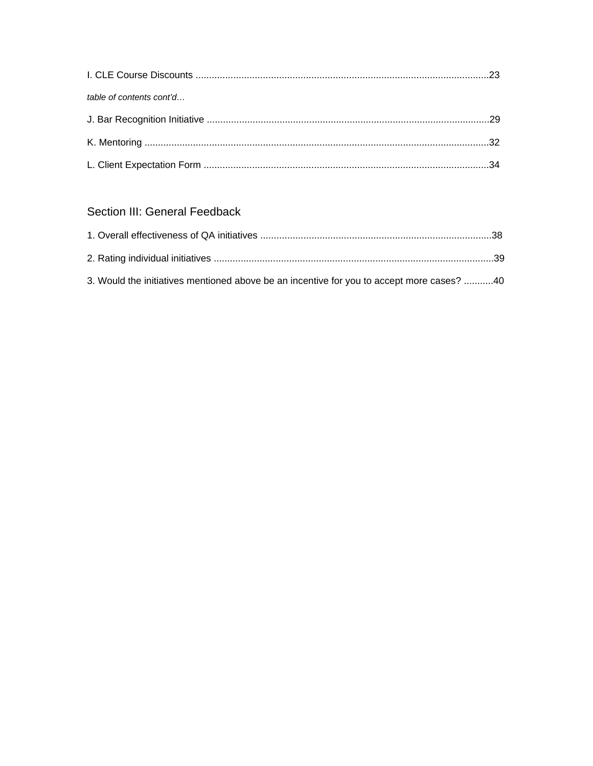I. CLE Course Discounts ............................................................................................................23

*table of contents cont'd…*

J. Bar Recognition Initiative ........................................................................................................29

K. Mentoring ...............................................................................................................................32

L. Client Expectation Form .........................................................................................................34

## Section III: General Feedback

1. Overall effectiveness of QA initiatives .....................................................................................38

2. Rating individual initiatives .......................................................................................................39

3. Would the initiatives mentioned above be an incentive for you to accept more cases? ...........40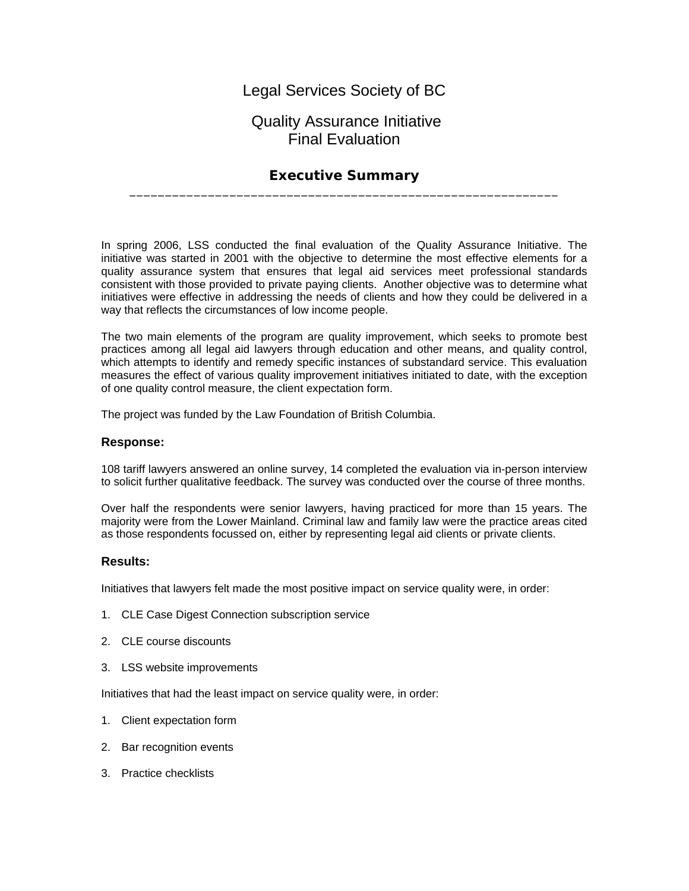# Legal Services Society of BC

## Quality Assurance Initiative
## Final Evaluation

### Executive Summary

---

In spring 2006, LSS conducted the final evaluation of the Quality Assurance Initiative. The initiative was started in 2001 with the objective to determine the most effective elements for a quality assurance system that ensures that legal aid services meet professional standards consistent with those provided to private paying clients. Another objective was to determine what initiatives were effective in addressing the needs of clients and how they could be delivered in a way that reflects the circumstances of low income people.

The two main elements of the program are quality improvement, which seeks to promote best practices among all legal aid lawyers through education and other means, and quality control, which attempts to identify and remedy specific instances of substandard service. This evaluation measures the effect of various quality improvement initiatives initiated to date, with the exception of one quality control measure, the client expectation form.

The project was funded by the Law Foundation of British Columbia.

#### Response:

108 tariff lawyers answered an online survey, 14 completed the evaluation via in-person interview to solicit further qualitative feedback. The survey was conducted over the course of three months.

Over half the respondents were senior lawyers, having practiced for more than 15 years. The majority were from the Lower Mainland. Criminal law and family law were the practice areas cited as those respondents focussed on, either by representing legal aid clients or private clients.

#### Results:

Initiatives that lawyers felt made the most positive impact on service quality were, in order:

1. CLE Case Digest Connection subscription service
2. CLE course discounts
3. LSS website improvements

Initiatives that had the least impact on service quality were, in order:

1. Client expectation form
2. Bar recognition events
3. Practice checklists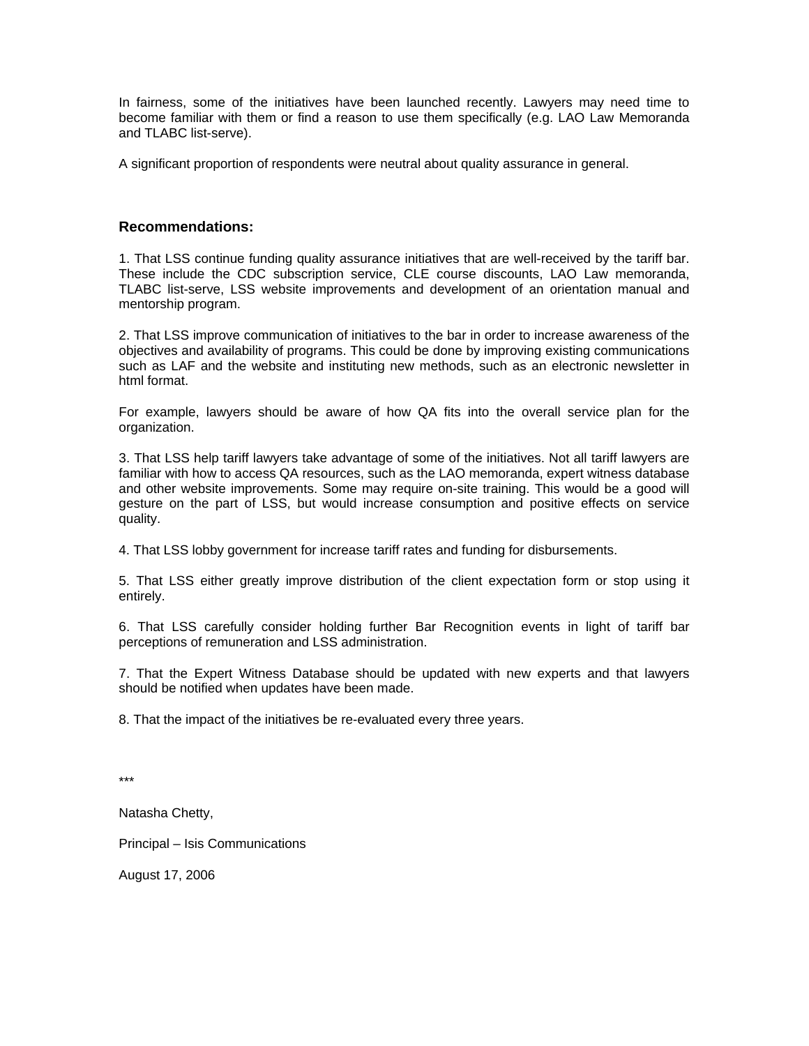In fairness, some of the initiatives have been launched recently. Lawyers may need time to become familiar with them or find a reason to use them specifically (e.g. LAO Law Memoranda and TLABC list-serve).

A significant proportion of respondents were neutral about quality assurance in general.

### Recommendations:

1. That LSS continue funding quality assurance initiatives that are well-received by the tariff bar. These include the CDC subscription service, CLE course discounts, LAO Law memoranda, TLABC list-serve, LSS website improvements and development of an orientation manual and mentorship program.

2. That LSS improve communication of initiatives to the bar in order to increase awareness of the objectives and availability of programs. This could be done by improving existing communications such as LAF and the website and instituting new methods, such as an electronic newsletter in html format.

For example, lawyers should be aware of how QA fits into the overall service plan for the organization.

3. That LSS help tariff lawyers take advantage of some of the initiatives. Not all tariff lawyers are familiar with how to access QA resources, such as the LAO memoranda, expert witness database and other website improvements. Some may require on-site training. This would be a good will gesture on the part of LSS, but would increase consumption and positive effects on service quality.

4. That LSS lobby government for increase tariff rates and funding for disbursements.

5. That LSS either greatly improve distribution of the client expectation form or stop using it entirely.

6. That LSS carefully consider holding further Bar Recognition events in light of tariff bar perceptions of remuneration and LSS administration.

7. That the Expert Witness Database should be updated with new experts and that lawyers should be notified when updates have been made.

8. That the impact of the initiatives be re-evaluated every three years.

***

Natasha Chetty,

Principal – Isis Communications

August 17, 2006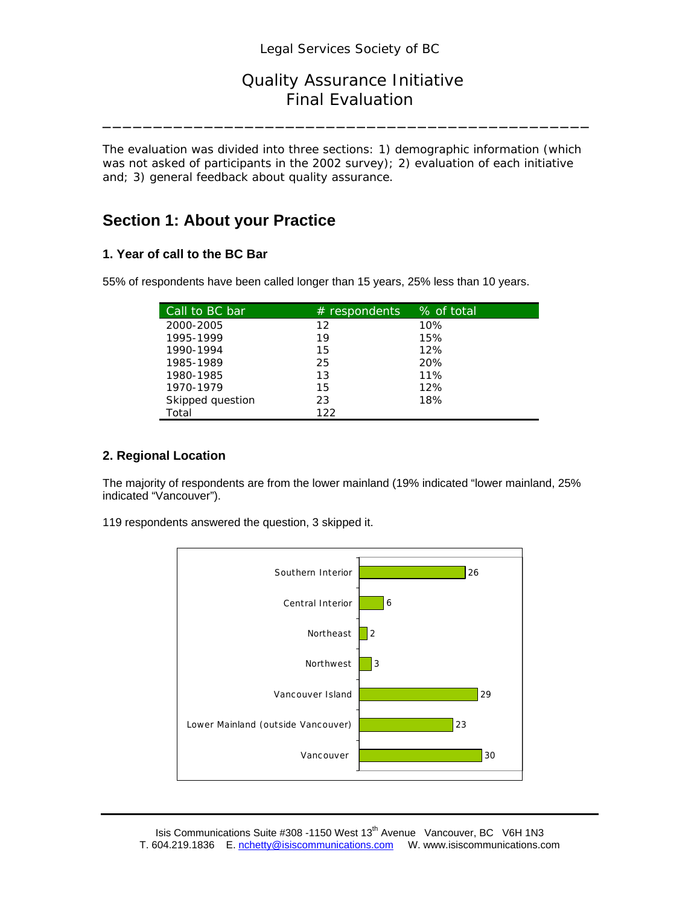The evaluation was divided into three sections: 1) demographic information (which was not asked of participants in the 2002 survey); 2) evaluation of each initiative and; 3) general feedback about quality assurance.

## Section 1: About your Practice

### 1. Year of call to the BC Bar

55% of respondents have been called longer than 15 years, 25% less than 10 years.

| Call to BC bar | # respondents | % of total |
|---|---|---|
| 2000-2005 | 12 | 10% |
| 1995-1999 | 19 | 15% |
| 1990-1994 | 15 | 12% |
| 1985-1989 | 25 | 20% |
| 1980-1985 | 13 | 11% |
| 1970-1979 | 15 | 12% |
| Skipped question | 23 | 18% |
| Total | 122 | |

### 2. Regional Location

The majority of respondents are from the lower mainland (19% indicated "lower mainland, 25% indicated "Vancouver").

119 respondents answered the question, 3 skipped it.

Southern Interior 26
Central Interior 6
Northeast 2
Northwest 3
Vancouver Island 29
Lower Mainland (outside Vancouver) 23
Vancouver 30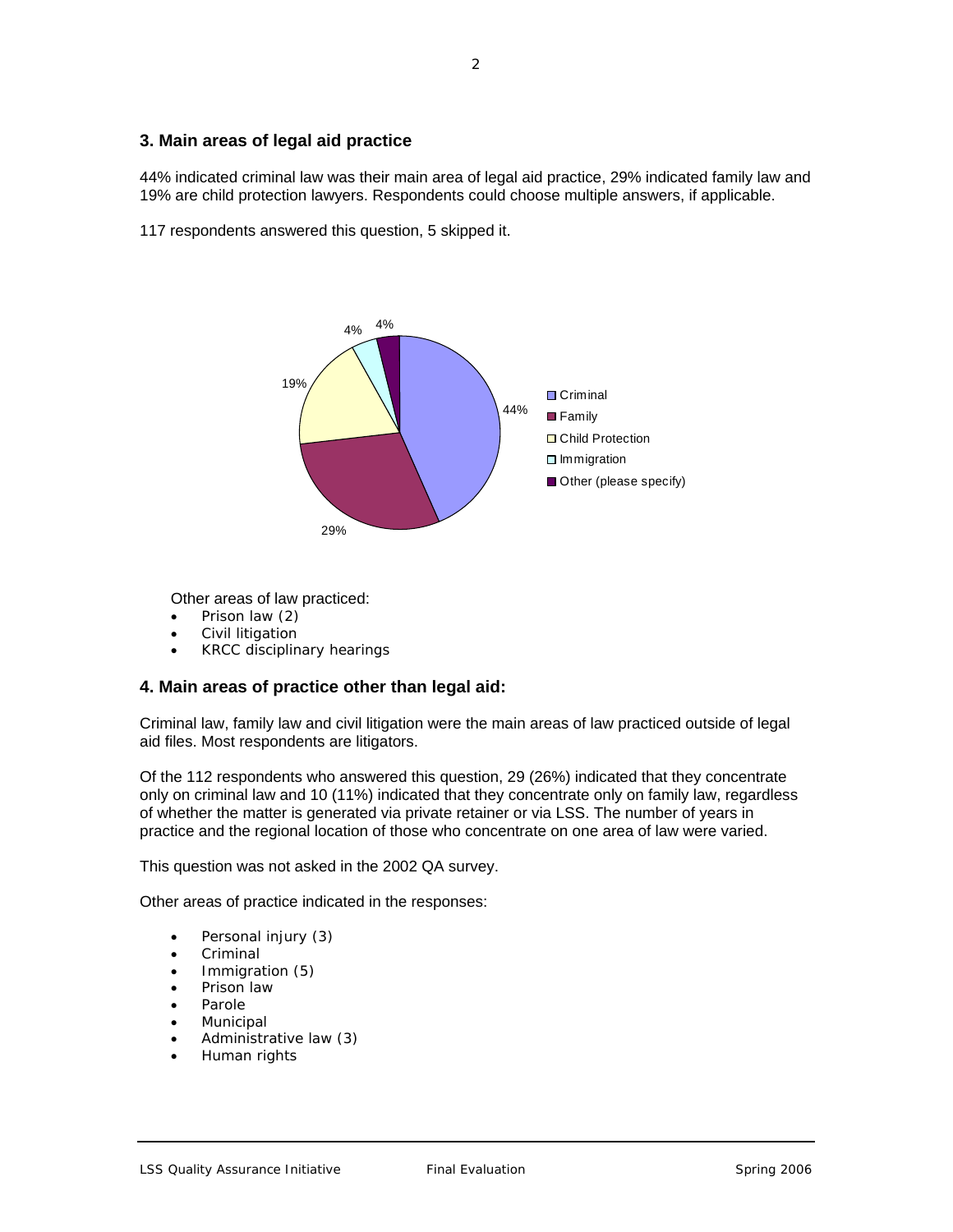## 3. Main areas of legal aid practice

44% indicated criminal law was their main area of legal aid practice, 29% indicated family law and 19% are child protection lawyers. Respondents could choose multiple answers, if applicable.

117 respondents answered this question, 5 skipped it.

4% 4%
19%
44%
29%

Criminal
Family
Child Protection
Immigration
Other (please specify)

Other areas of law practiced:

- Prison law (2)
- Civil litigation
- KRCC disciplinary hearings

## 4. Main areas of practice other than legal aid:

Criminal law, family law and civil litigation were the main areas of law practiced outside of legal aid files. Most respondents are litigators.

Of the 112 respondents who answered this question, 29 (26%) indicated that they concentrate only on criminal law and 10 (11%) indicated that they concentrate only on family law, regardless of whether the matter is generated via private retainer or via LSS. The number of years in practice and the regional location of those who concentrate on one area of law were varied.

This question was not asked in the 2002 QA survey.

Other areas of practice indicated in the responses:

- Personal injury (3)
- Criminal
- Immigration (5)
- Prison law
- Parole
- Municipal
- Administrative law (3)
- Human rights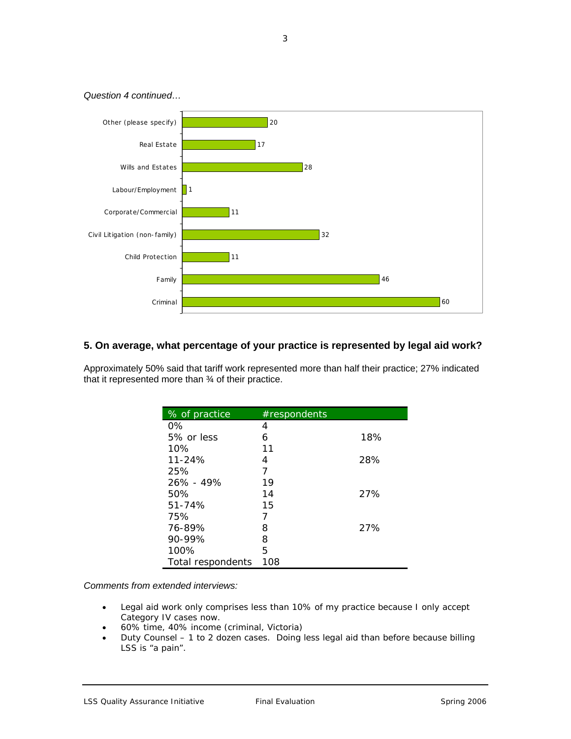*Question 4 continued…*

Other (please specify) 20
Real Estate 17
Wills and Estates 28
Labour/Employment 1
Corporate/Commercial 11
Civil Litigation (non-family) 32
Child Protection 11
Family 46
Criminal 60

### 5. On average, what percentage of your practice is represented by legal aid work?

Approximately 50% said that tariff work represented more than half their practice; 27% indicated that it represented more than ¾ of their practice.

| % of practice | #respondents | |
|---|---|---|
| 0% | 4 | |
| 5% or less | 6 | 18% |
| 10% | 11 | |
| 11-24% | 4 | 28% |
| 25% | 7 | |
| 26% - 49% | 19 | |
| 50% | 14 | 27% |
| 51-74% | 15 | |
| 75% | 7 | |
| 76-89% | 8 | 27% |
| 90-99% | 8 | |
| 100% | 5 | |
| Total respondents | 108 | |

*Comments from extended interviews:*

- Legal aid work only comprises less than 10% of my practice because I only accept Category IV cases now.
- 60% time, 40% income (criminal, Victoria)
- Duty Counsel – 1 to 2 dozen cases. Doing less legal aid than before because billing LSS is "a pain".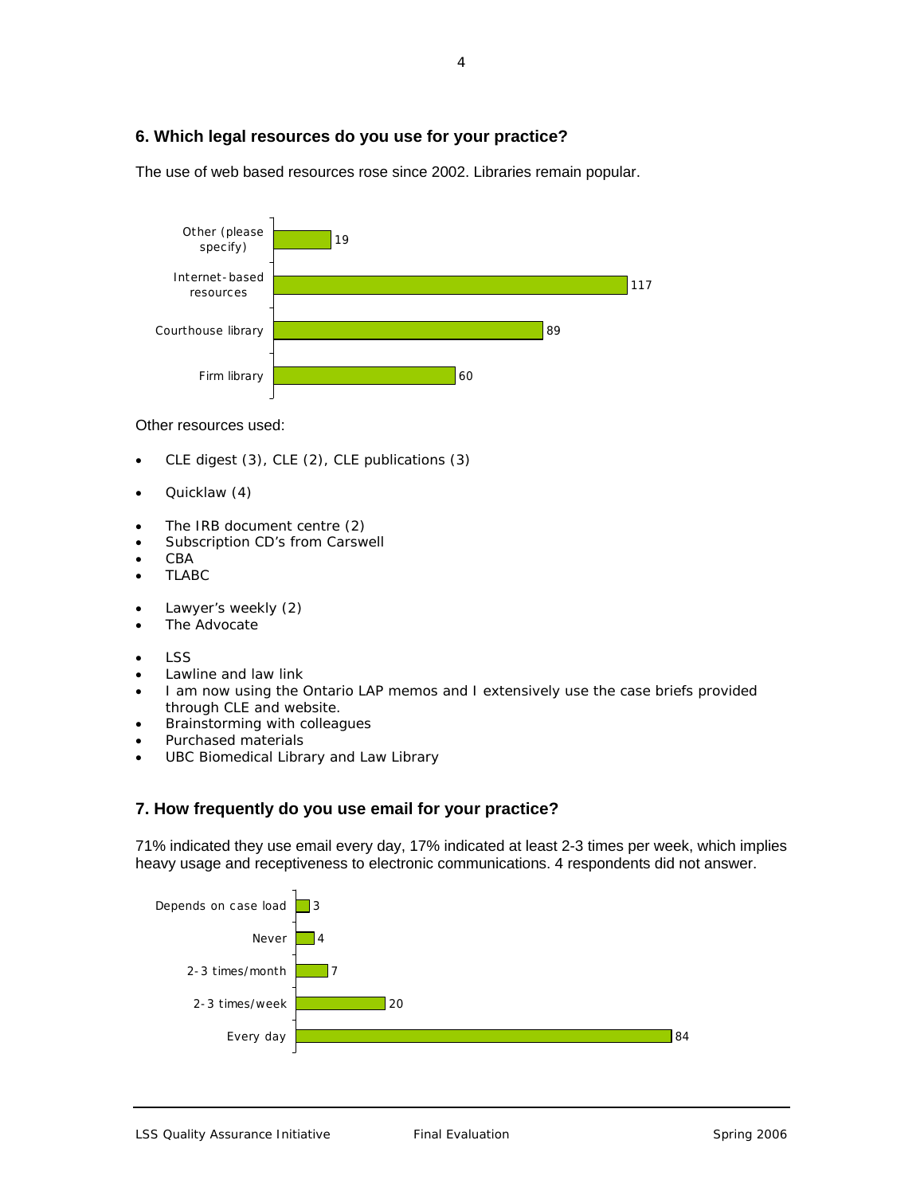### 6. Which legal resources do you use for your practice?

The use of web based resources rose since 2002. Libraries remain popular.

Other (please specify) 19
Internet-based resources 117
Courthouse library 89
Firm library 60

Other resources used:

- CLE digest (3), CLE (2), CLE publications (3)

- Quicklaw (4)

- The IRB document centre (2)
- Subscription CD's from Carswell
- CBA
- TLABC

- Lawyer's weekly (2)
- The Advocate

- LSS
- Lawline and law link
- I am now using the Ontario LAP memos and I extensively use the case briefs provided through CLE and website.
- Brainstorming with colleagues
- Purchased materials
- UBC Biomedical Library and Law Library

### 7. How frequently do you use email for your practice?

71% indicated they use email every day, 17% indicated at least 2-3 times per week, which implies heavy usage and receptiveness to electronic communications. 4 respondents did not answer.

Depends on case load 3
Never 4
2-3 times/month 7
2-3 times/week 20
Every day 84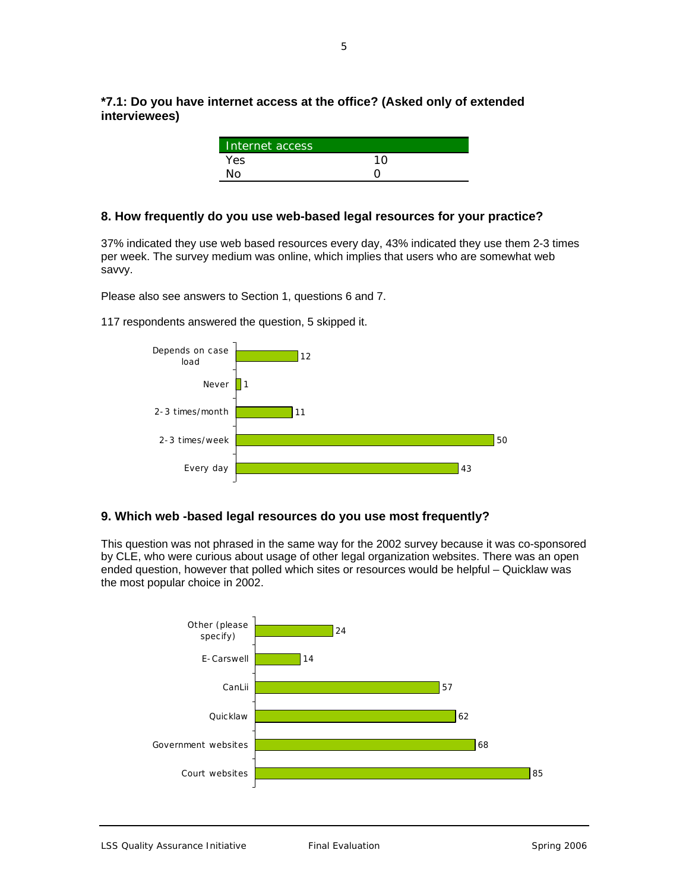### *7.1: Do you have internet access at the office? (Asked only of extended interviewees)

| Internet access | |
|---|---|
| Yes | 10 |
| No | 0 |

### 8. How frequently do you use web-based legal resources for your practice?

37% indicated they use web based resources every day, 43% indicated they use them 2-3 times per week. The survey medium was online, which implies that users who are somewhat web savvy.

Please also see answers to Section 1, questions 6 and 7.

117 respondents answered the question, 5 skipped it.

Depends on case load 12
Never 1
2-3 times/month 11
2-3 times/week 50
Every day 43

### 9. Which web -based legal resources do you use most frequently?

This question was not phrased in the same way for the 2002 survey because it was co-sponsored by CLE, who were curious about usage of other legal organization websites. There was an open ended question, however that polled which sites or resources would be helpful – Quicklaw was the most popular choice in 2002.

Other (please specify) 24
E-Carswell 14
CanLii 57
Quicklaw 62
Government websites 68
Court websites 85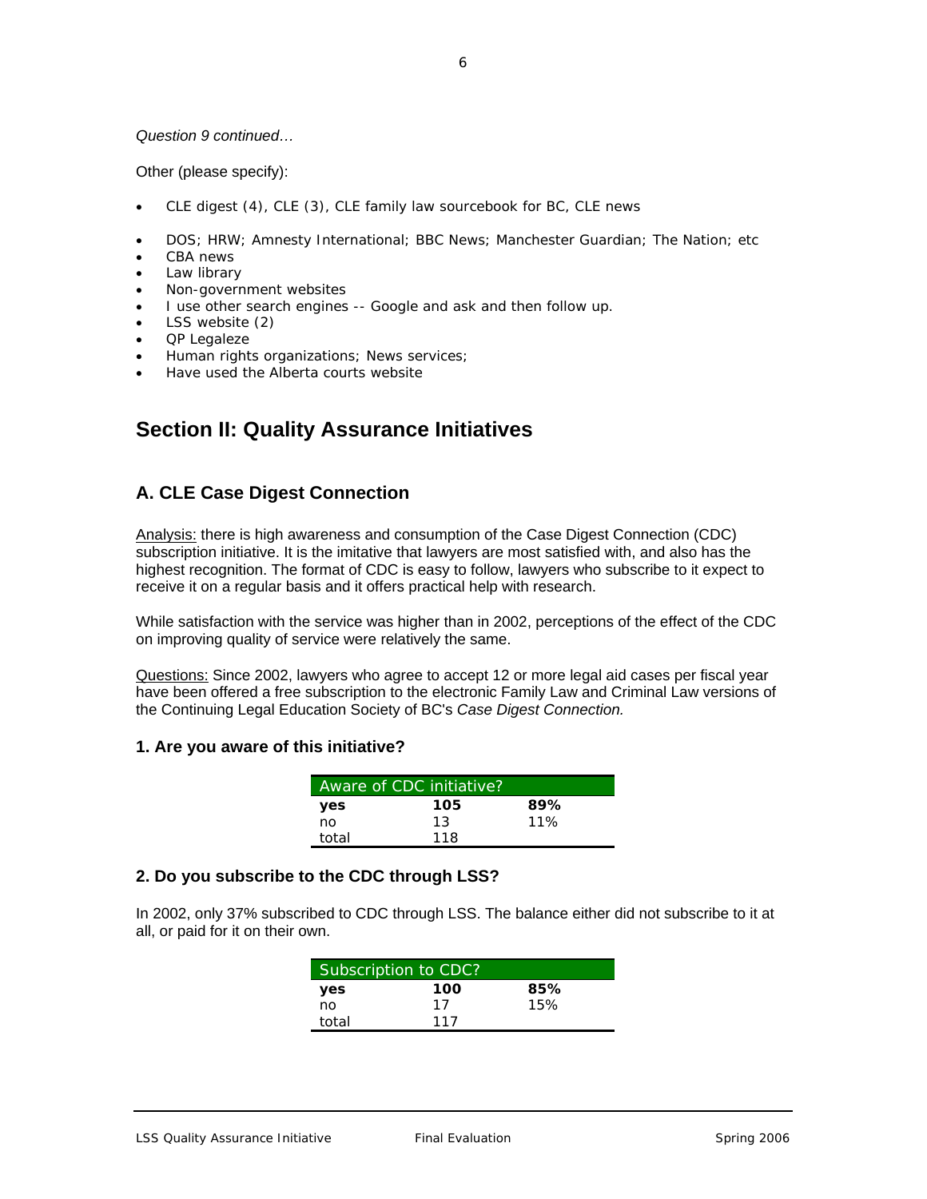*Question 9 continued…*

Other (please specify):

- CLE digest (4), CLE (3), CLE family law sourcebook for BC, CLE news
- DOS; HRW; Amnesty International; BBC News; Manchester Guardian; The Nation; etc
- CBA news
- Law library
- Non-government websites
- I use other search engines -- Google and ask and then follow up.
- LSS website (2)
- QP Legaleze
- Human rights organizations; News services;
- Have used the Alberta courts website

# Section II: Quality Assurance Initiatives

## A. CLE Case Digest Connection

Analysis: there is high awareness and consumption of the Case Digest Connection (CDC) subscription initiative. It is the imitative that lawyers are most satisfied with, and also has the highest recognition. The format of CDC is easy to follow, lawyers who subscribe to it expect to receive it on a regular basis and it offers practical help with research.

While satisfaction with the service was higher than in 2002, perceptions of the effect of the CDC on improving quality of service were relatively the same.

Questions: Since 2002, lawyers who agree to accept 12 or more legal aid cases per fiscal year have been offered a free subscription to the electronic Family Law and Criminal Law versions of the Continuing Legal Education Society of BC's *Case Digest Connection.*

### 1. Are you aware of this initiative?

| Aware of CDC initiative? | | |
|---|---|---|
| **yes** | **105** | **89%** |
| no | 13 | 11% |
| total | 118 | |

### 2. Do you subscribe to the CDC through LSS?

In 2002, only 37% subscribed to CDC through LSS. The balance either did not subscribe to it at all, or paid for it on their own.

| Subscription to CDC? | | |
|---|---|---|
| **yes** | **100** | **85%** |
| no | 17 | 15% |
| total | 117 | |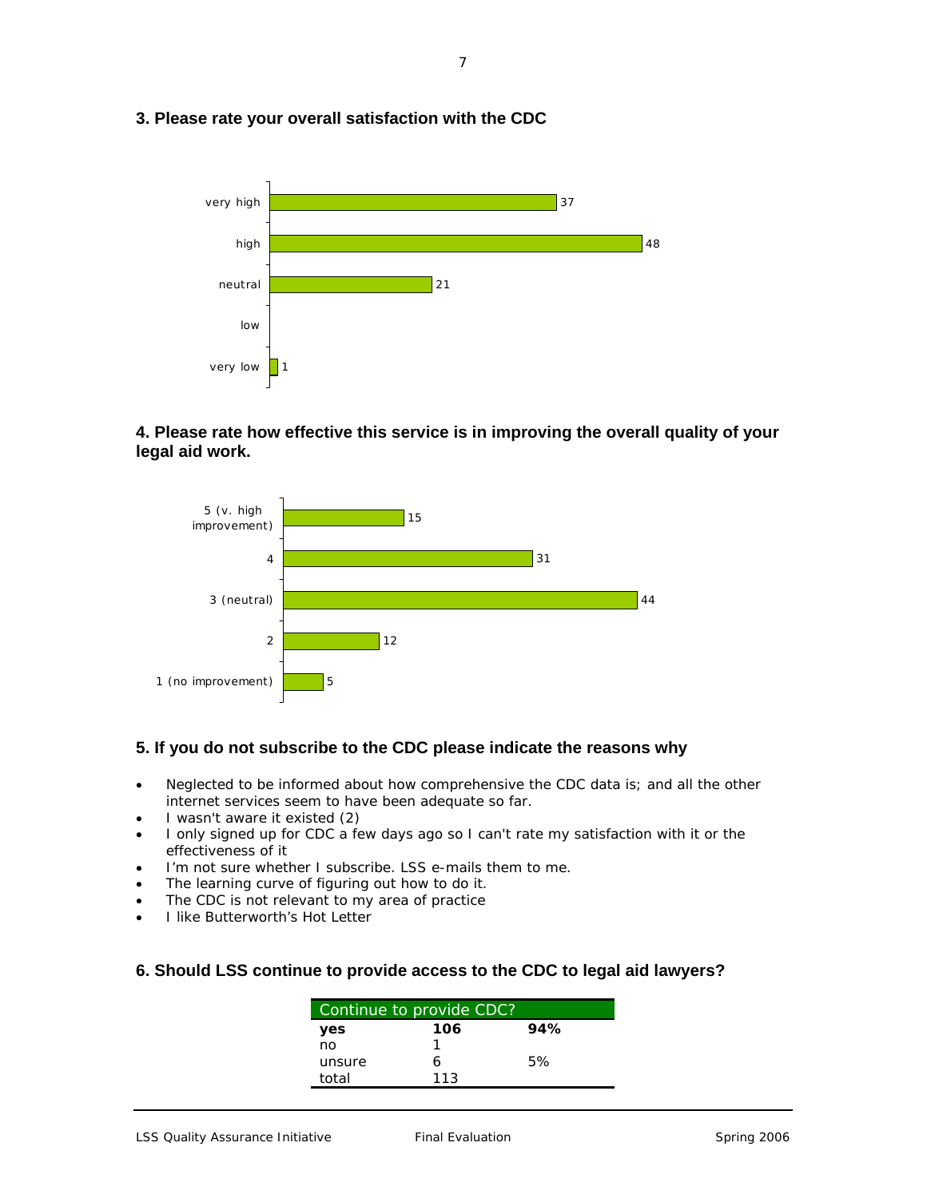### 3. Please rate your overall satisfaction with the CDC

very high 37
high 48
neutral 21
low
very low 1

### 4. Please rate how effective this service is in improving the overall quality of your legal aid work.

5 (v. high improvement) 15
4 31
3 (neutral) 44
2 12
1 (no improvement) 5

### 5. If you do not subscribe to the CDC please indicate the reasons why

- Neglected to be informed about how comprehensive the CDC data is; and all the other internet services seem to have been adequate so far.
- I wasn't aware it existed (2)
- I only signed up for CDC a few days ago so I can't rate my satisfaction with it or the effectiveness of it
- I'm not sure whether I subscribe. LSS e-mails them to me.
- The learning curve of figuring out how to do it.
- The CDC is not relevant to my area of practice
- I like Butterworth's Hot Letter

### 6. Should LSS continue to provide access to the CDC to legal aid lawyers?

| Continue to provide CDC? | | |
|---|---|---|
| **yes** | **106** | **94%** |
| no | 1 | |
| unsure | 6 | 5% |
| total | 113 | |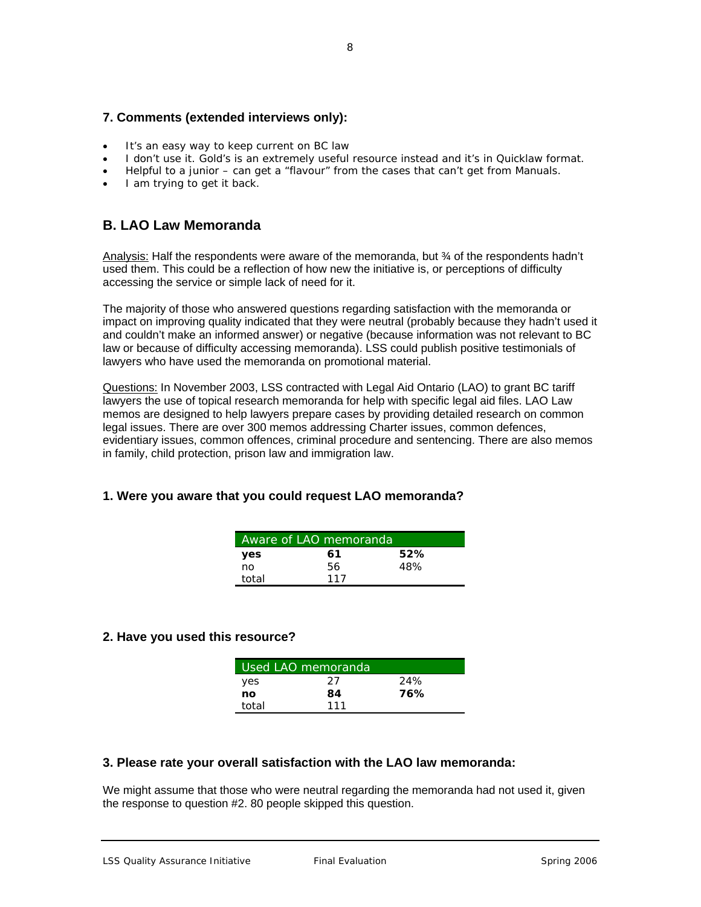### 7. Comments (extended interviews only):

- It's an easy way to keep current on BC law
- I don't use it. Gold's is an extremely useful resource instead and it's in Quicklaw format.
- Helpful to a junior – can get a "flavour" from the cases that can't get from Manuals.
- I am trying to get it back.

## B. LAO Law Memoranda

Analysis: Half the respondents were aware of the memoranda, but ¾ of the respondents hadn't used them. This could be a reflection of how new the initiative is, or perceptions of difficulty accessing the service or simple lack of need for it.

The majority of those who answered questions regarding satisfaction with the memoranda or impact on improving quality indicated that they were neutral (probably because they hadn't used it and couldn't make an informed answer) or negative (because information was not relevant to BC law or because of difficulty accessing memoranda). LSS could publish positive testimonials of lawyers who have used the memoranda on promotional material.

Questions: In November 2003, LSS contracted with Legal Aid Ontario (LAO) to grant BC tariff lawyers the use of topical research memoranda for help with specific legal aid files. LAO Law memos are designed to help lawyers prepare cases by providing detailed research on common legal issues. There are over 300 memos addressing Charter issues, common defences, evidentiary issues, common offences, criminal procedure and sentencing. There are also memos in family, child protection, prison law and immigration law.

### 1. Were you aware that you could request LAO memoranda?

| Aware of LAO memoranda | | |
|---|---|---|
| **yes** | **61** | **52%** |
| no | 56 | 48% |
| total | 117 | |

### 2. Have you used this resource?

| Used LAO memoranda | | |
|---|---|---|
| yes | 27 | 24% |
| **no** | **84** | **76%** |
| total | 111 | |

### 3. Please rate your overall satisfaction with the LAO law memoranda:

We might assume that those who were neutral regarding the memoranda had not used it, given the response to question #2. 80 people skipped this question.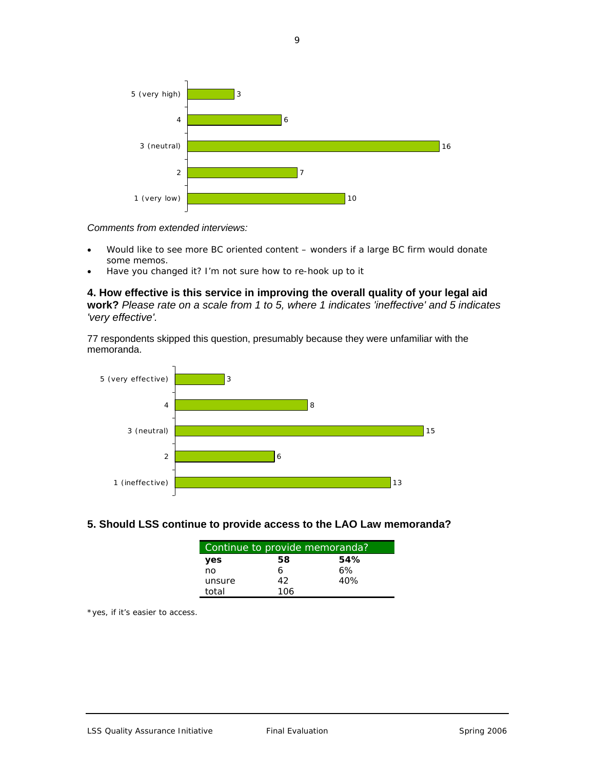5 (very high) 3
4 6
3 (neutral) 16
2 7
1 (very low) 10

*Comments from extended interviews:*

- Would like to see more BC oriented content – wonders if a large BC firm would donate some memos.
- Have you changed it? I'm not sure how to re-hook up to it

**4. How effective is this service in improving the overall quality of your legal aid work?** *Please rate on a scale from 1 to 5, where 1 indicates 'ineffective' and 5 indicates 'very effective'.*

77 respondents skipped this question, presumably because they were unfamiliar with the memoranda.

5 (very effective) 3
4 8
3 (neutral) 15
2 6
1 (ineffective) 13

### 5. Should LSS continue to provide access to the LAO Law memoranda?

| Continue to provide memoranda? | | |
|---|---|---|
| **yes** | **58** | **54%** |
| no | 6 | 6% |
| unsure | 42 | 40% |
| total | 106 | |

*yes, if it's easier to access.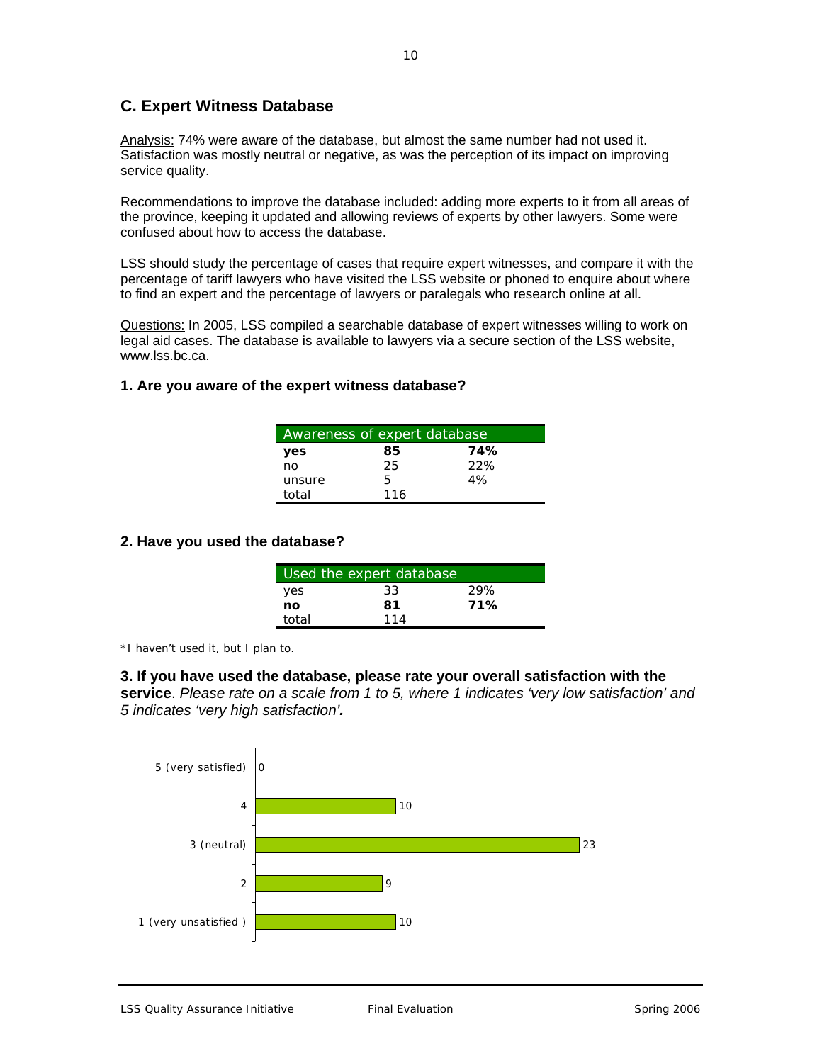## C. Expert Witness Database

Analysis: 74% were aware of the database, but almost the same number had not used it. Satisfaction was mostly neutral or negative, as was the perception of its impact on improving service quality.

Recommendations to improve the database included: adding more experts to it from all areas of the province, keeping it updated and allowing reviews of experts by other lawyers. Some were confused about how to access the database.

LSS should study the percentage of cases that require expert witnesses, and compare it with the percentage of tariff lawyers who have visited the LSS website or phoned to enquire about where to find an expert and the percentage of lawyers or paralegals who research online at all.

Questions: In 2005, LSS compiled a searchable database of expert witnesses willing to work on legal aid cases. The database is available to lawyers via a secure section of the LSS website, www.lss.bc.ca.

### 1. Are you aware of the expert witness database?

| Awareness of expert database | | |
|---|---|---|
| **yes** | **85** | **74%** |
| no | 25 | 22% |
| unsure | 5 | 4% |
| total | 116 | |

### 2. Have you used the database?

| Used the expert database | | |
|---|---|---|
| yes | 33 | 29% |
| **no** | **81** | **71%** |
| total | 114 | |

*I haven't used it, but I plan to.

### 3. If you have used the database, please rate your overall satisfaction with the service. *Please rate on a scale from 1 to 5, where 1 indicates 'very low satisfaction' and 5 indicates 'very high satisfaction'.*

5 (very satisfied) 0

4 10

3 (neutral) 23

2 9

1 (very unsatisfied ) 10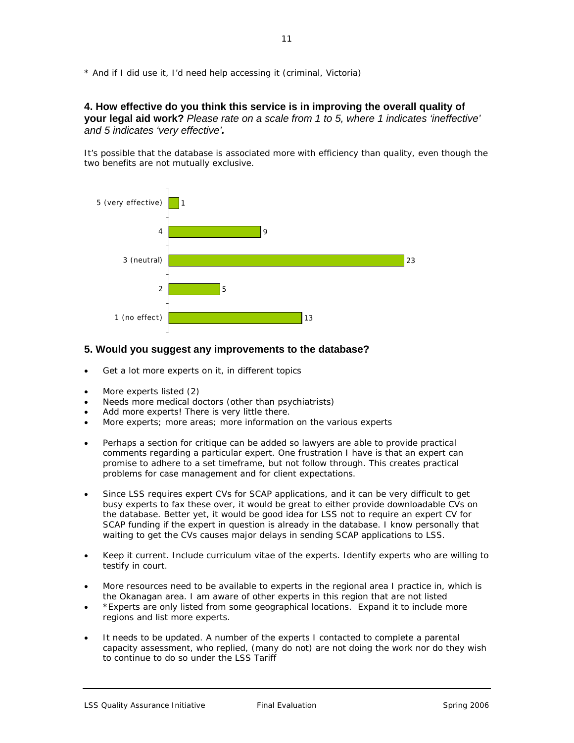* And if I did use it, I'd need help accessing it (criminal, Victoria)

### 4. How effective do you think this service is in improving the overall quality of your legal aid work? *Please rate on a scale from 1 to 5, where 1 indicates 'ineffective' and 5 indicates 'very effective'.*

It's possible that the database is associated more with efficiency than quality, even though the two benefits are not mutually exclusive.

5 (very effective)
1
4
9
3 (neutral)
23
2
5
1 (no effect)
13

### 5. Would you suggest any improvements to the database?

- Get a lot more experts on it, in different topics
- More experts listed (2)
- Needs more medical doctors (other than psychiatrists)
- Add more experts! There is very little there.
- More experts; more areas; more information on the various experts
- Perhaps a section for critique can be added so lawyers are able to provide practical comments regarding a particular expert. One frustration I have is that an expert can promise to adhere to a set timeframe, but not follow through. This creates practical problems for case management and for client expectations.
- Since LSS requires expert CVs for SCAP applications, and it can be very difficult to get busy experts to fax these over, it would be great to either provide downloadable CVs on the database. Better yet, it would be good idea for LSS not to require an expert CV for SCAP funding if the expert in question is already in the database. I know personally that waiting to get the CVs causes major delays in sending SCAP applications to LSS.
- Keep it current. Include curriculum vitae of the experts. Identify experts who are willing to testify in court.
- More resources need to be available to experts in the regional area I practice in, which is the Okanagan area. I am aware of other experts in this region that are not listed
- *Experts are only listed from some geographical locations. Expand it to include more regions and list more experts.
- It needs to be updated. A number of the experts I contacted to complete a parental capacity assessment, who replied, (many do not) are not doing the work nor do they wish to continue to do so under the LSS Tariff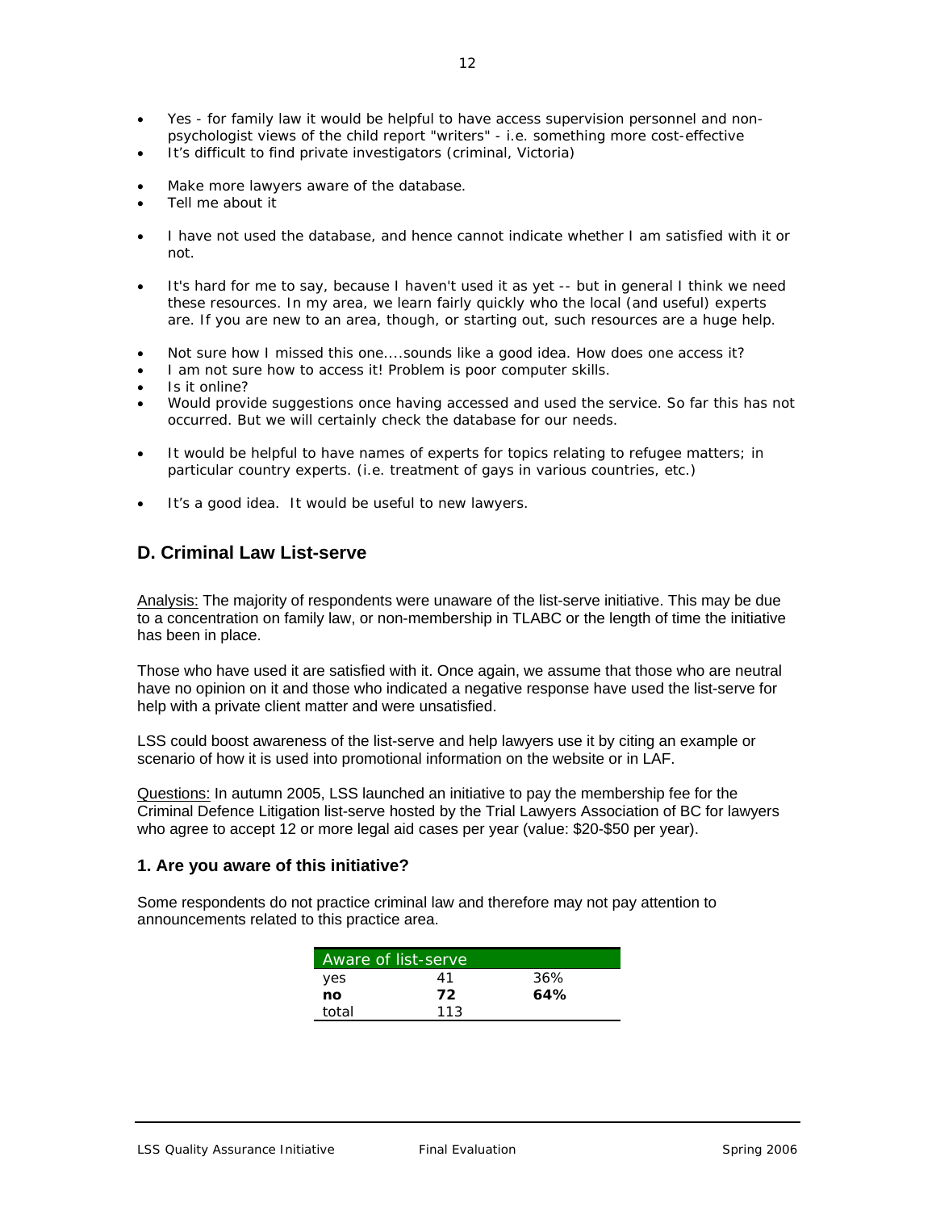- Yes - for family law it would be helpful to have access supervision personnel and non-psychologist views of the child report "writers" - i.e. something more cost-effective
- It's difficult to find private investigators (criminal, Victoria)

- Make more lawyers aware of the database.
- Tell me about it

- I have not used the database, and hence cannot indicate whether I am satisfied with it or not.

- It's hard for me to say, because I haven't used it as yet -- but in general I think we need these resources. In my area, we learn fairly quickly who the local (and useful) experts are. If you are new to an area, though, or starting out, such resources are a huge help.

- Not sure how I missed this one....sounds like a good idea. How does one access it?
- I am not sure how to access it! Problem is poor computer skills.
- Is it online?
- Would provide suggestions once having accessed and used the service. So far this has not occurred. But we will certainly check the database for our needs.

- It would be helpful to have names of experts for topics relating to refugee matters; in particular country experts. (i.e. treatment of gays in various countries, etc.)

- It's a good idea. It would be useful to new lawyers.

## D. Criminal Law List-serve

Analysis: The majority of respondents were unaware of the list-serve initiative. This may be due to a concentration on family law, or non-membership in TLABC or the length of time the initiative has been in place.

Those who have used it are satisfied with it. Once again, we assume that those who are neutral have no opinion on it and those who indicated a negative response have used the list-serve for help with a private client matter and were unsatisfied.

LSS could boost awareness of the list-serve and help lawyers use it by citing an example or scenario of how it is used into promotional information on the website or in LAF.

Questions: In autumn 2005, LSS launched an initiative to pay the membership fee for the Criminal Defence Litigation list-serve hosted by the Trial Lawyers Association of BC for lawyers who agree to accept 12 or more legal aid cases per year (value: $20-$50 per year).

### 1. Are you aware of this initiative?

Some respondents do not practice criminal law and therefore may not pay attention to announcements related to this practice area.

| Aware of list-serve | | |
|---|---|---|
| yes | 41 | 36% |
| **no** | **72** | **64%** |
| total | 113 | |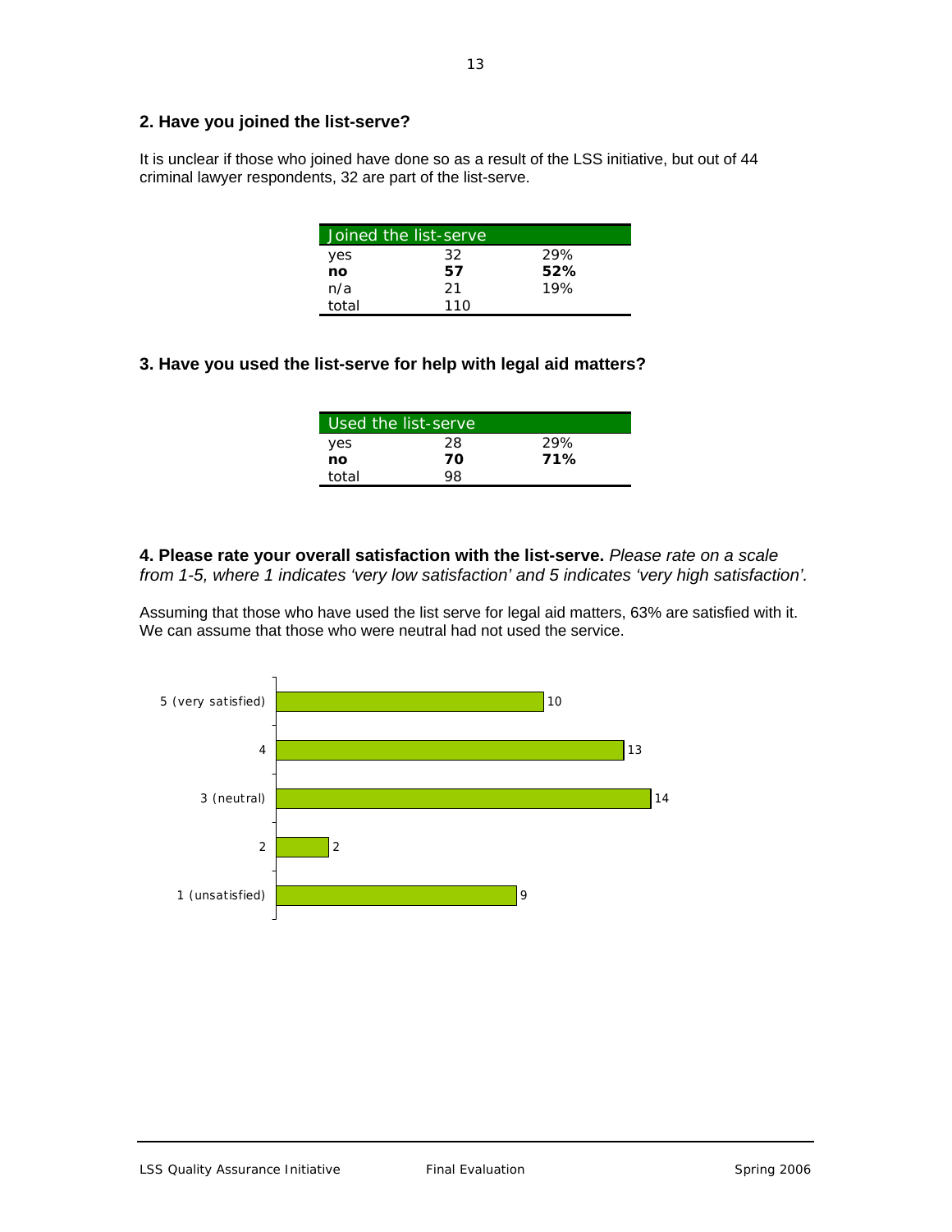## 2. Have you joined the list-serve?

It is unclear if those who joined have done so as a result of the LSS initiative, but out of 44 criminal lawyer respondents, 32 are part of the list-serve.

| Joined the list-serve | | |
|---|---|---|
| yes | 32 | 29% |
| **no** | **57** | **52%** |
| n/a | 21 | 19% |
| total | 110 | |

## 3. Have you used the list-serve for help with legal aid matters?

| Used the list-serve | | |
|---|---|---|
| yes | 28 | 29% |
| **no** | **70** | **71%** |
| total | 98 | |

**4. Please rate your overall satisfaction with the list-serve.** *Please rate on a scale from 1-5, where 1 indicates 'very low satisfaction' and 5 indicates 'very high satisfaction'.*

Assuming that those who have used the list serve for legal aid matters, 63% are satisfied with it. We can assume that those who were neutral had not used the service.

5 (very satisfied)
10
4
13
3 (neutral)
14
2
2
1 (unsatisfied)
9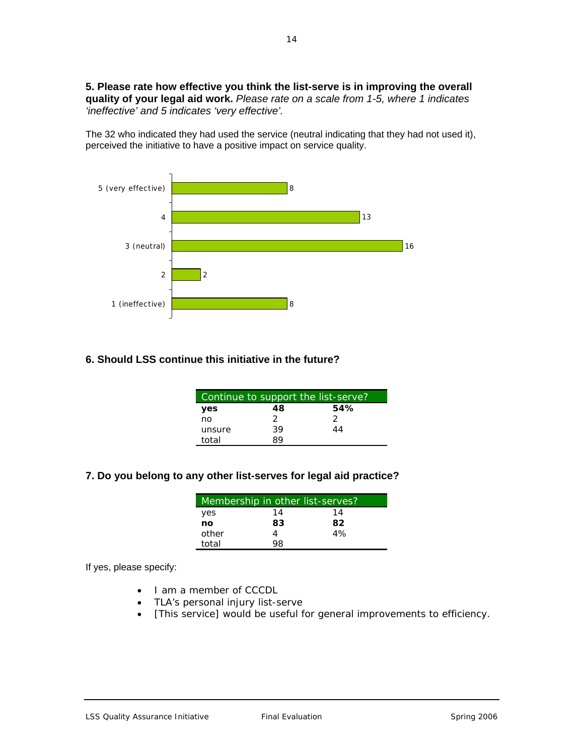**5. Please rate how effective you think the list-serve is in improving the overall quality of your legal aid work.** *Please rate on a scale from 1-5, where 1 indicates 'ineffective' and 5 indicates 'very effective'.*

The 32 who indicated they had used the service (neutral indicating that they had not used it), perceived the initiative to have a positive impact on service quality.

| Rating | Count |
|---|---|
| 5 (very effective) | 8 |
| 4 | 13 |
| 3 (neutral) | 16 |
| 2 | 2 |
| 1 (ineffective) | 8 |

### 6. Should LSS continue this initiative in the future?

| Continue to support the list-serve? | | |
|---|---|---|
| **yes** | **48** | **54%** |
| no | 2 | 2 |
| unsure | 39 | 44 |
| total | 89 | |

### 7. Do you belong to any other list-serves for legal aid practice?

| Membership in other list-serves? | | |
|---|---|---|
| yes | 14 | 14 |
| **no** | **83** | **82** |
| other | 4 | 4% |
| total | 98 | |

If yes, please specify:

- I am a member of CCCDL
- TLA's personal injury list-serve
- [This service] would be useful for general improvements to efficiency.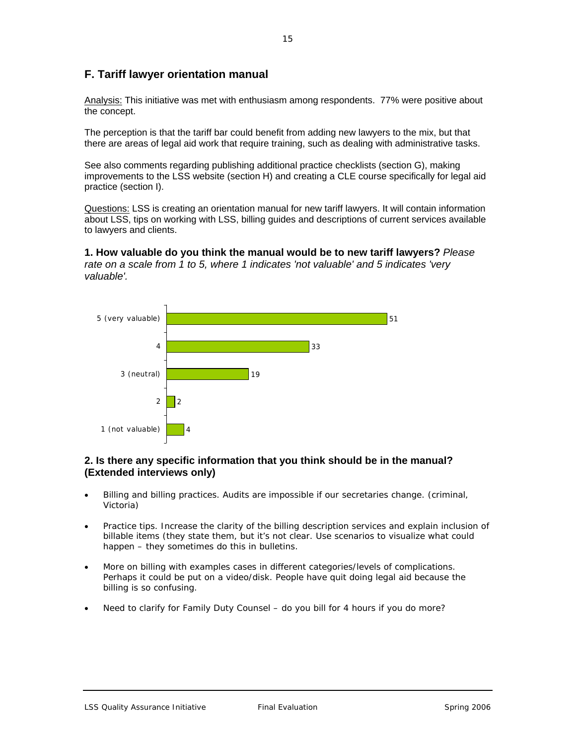## F. Tariff lawyer orientation manual

Analysis: This initiative was met with enthusiasm among respondents. 77% were positive about the concept.

The perception is that the tariff bar could benefit from adding new lawyers to the mix, but that there are areas of legal aid work that require training, such as dealing with administrative tasks.

See also comments regarding publishing additional practice checklists (section G), making improvements to the LSS website (section H) and creating a CLE course specifically for legal aid practice (section I).

Questions: LSS is creating an orientation manual for new tariff lawyers. It will contain information about LSS, tips on working with LSS, billing guides and descriptions of current services available to lawyers and clients.

**1. How valuable do you think the manual would be to new tariff lawyers?** *Please rate on a scale from 1 to 5, where 1 indicates 'not valuable' and 5 indicates 'very valuable'.*

| Rating | Responses |
|---|---|
| 5 (very valuable) | 51 |
| 4 | 33 |
| 3 (neutral) | 19 |
| 2 | 2 |
| 1 (not valuable) | 4 |

### 2. Is there any specific information that you think should be in the manual? (Extended interviews only)

- Billing and billing practices. Audits are impossible if our secretaries change. (criminal, Victoria)
- Practice tips. Increase the clarity of the billing description services and explain inclusion of billable items (they state them, but it's not clear. Use scenarios to visualize what could happen – they sometimes do this in bulletins.
- More on billing with examples cases in different categories/levels of complications. Perhaps it could be put on a video/disk. People have quit doing legal aid because the billing is so confusing.
- Need to clarify for Family Duty Counsel – do you bill for 4 hours if you do more?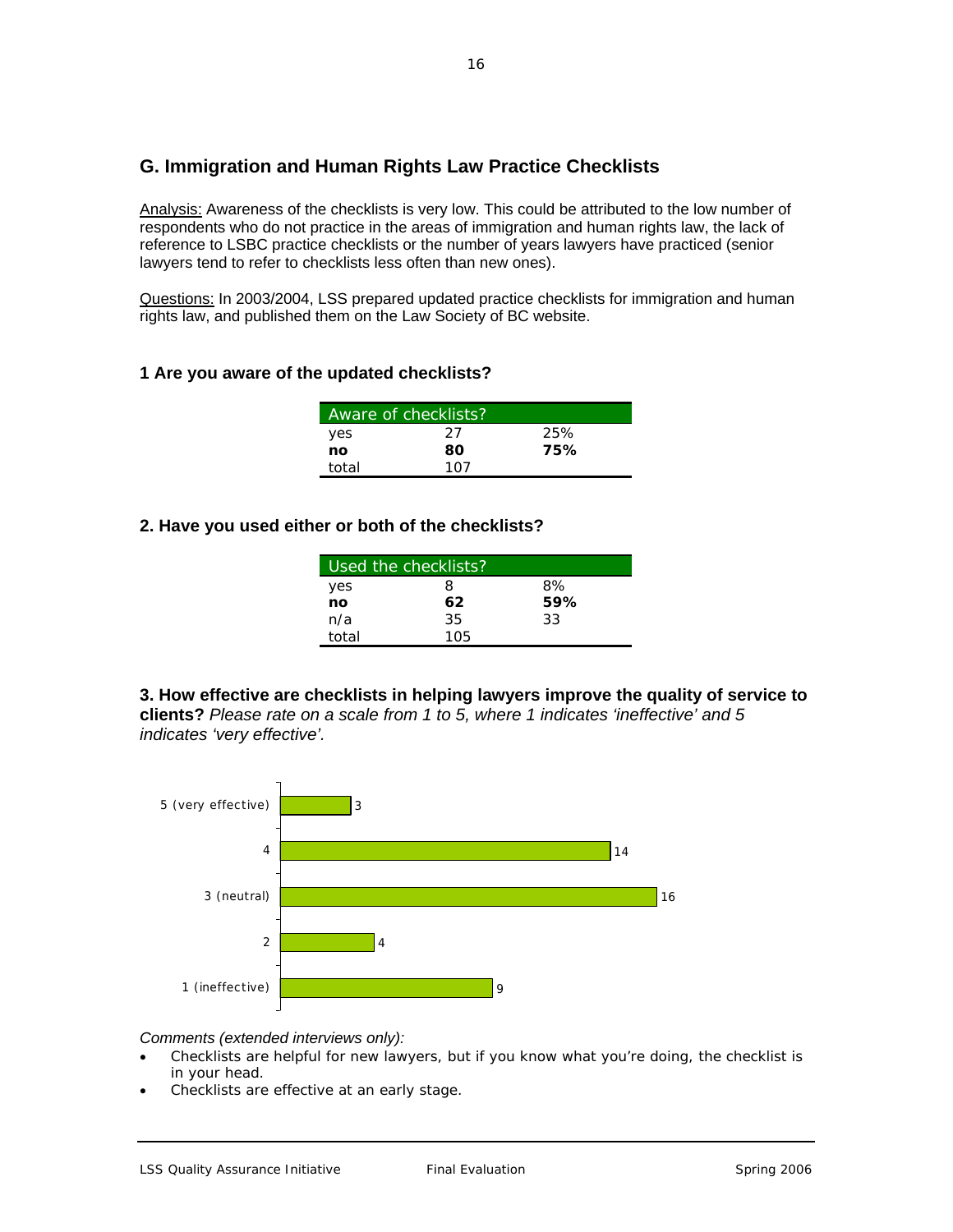## G. Immigration and Human Rights Law Practice Checklists

Analysis: Awareness of the checklists is very low. This could be attributed to the low number of respondents who do not practice in the areas of immigration and human rights law, the lack of reference to LSBC practice checklists or the number of years lawyers have practiced (senior lawyers tend to refer to checklists less often than new ones).

Questions: In 2003/2004, LSS prepared updated practice checklists for immigration and human rights law, and published them on the Law Society of BC website.

### 1 Are you aware of the updated checklists?

| Aware of checklists? | | |
|---|---|---|
| yes | 27 | 25% |
| **no** | **80** | **75%** |
| total | 107 | |

### 2. Have you used either or both of the checklists?

| Used the checklists? | | |
|---|---|---|
| yes | 8 | 8% |
| **no** | **62** | **59%** |
| n/a | 35 | 33 |
| total | 105 | |

### 3. How effective are checklists in helping lawyers improve the quality of service to clients? *Please rate on a scale from 1 to 5, where 1 indicates 'ineffective' and 5 indicates 'very effective'.*

5 (very effective) 3
4 14
3 (neutral) 16
2 4
1 (ineffective) 9

*Comments (extended interviews only):*

- Checklists are helpful for new lawyers, but if you know what you're doing, the checklist is in your head.
- Checklists are effective at an early stage.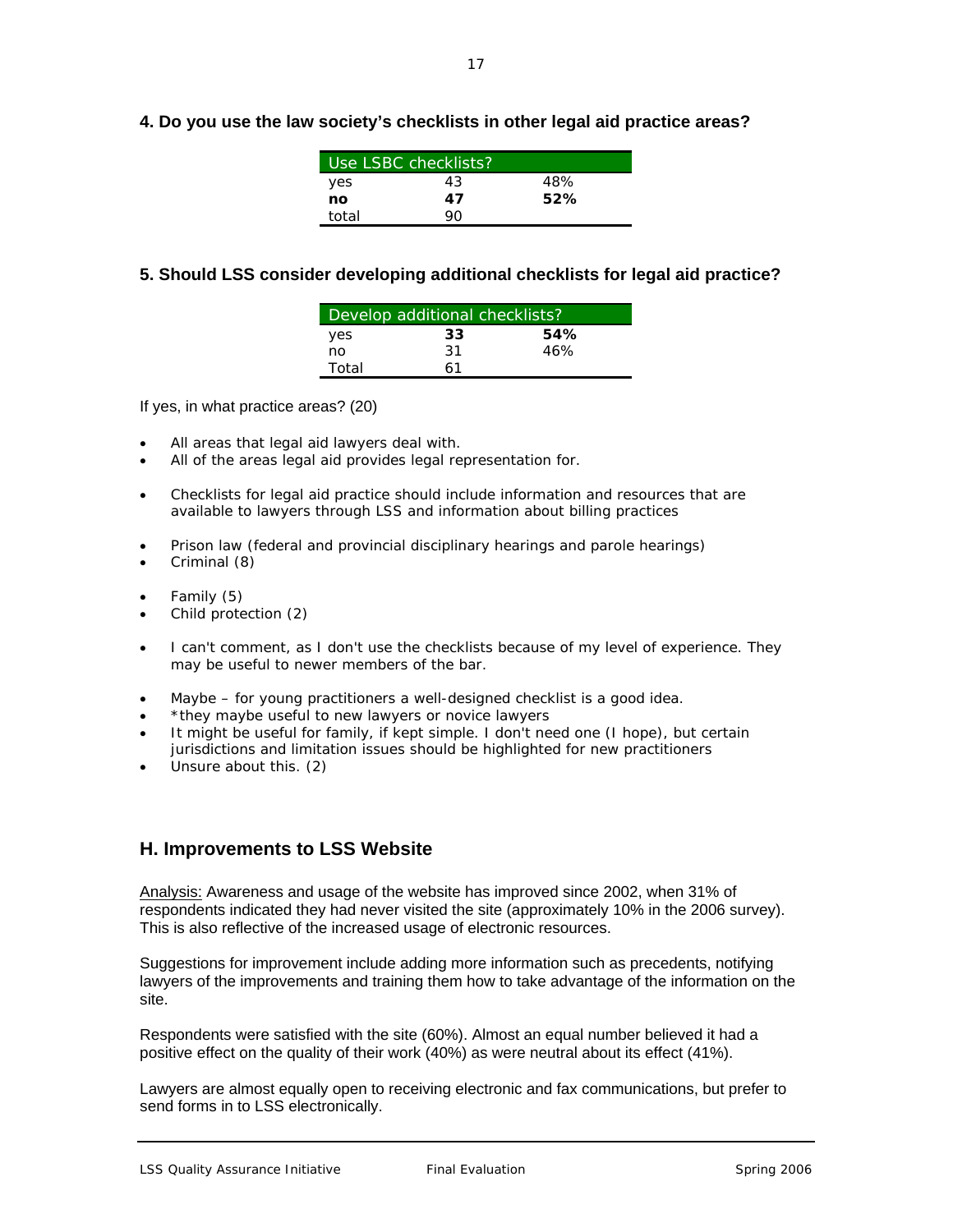### 4. Do you use the law society's checklists in other legal aid practice areas?

| Use LSBC checklists? | | |
|---|---|---|
| yes | 43 | 48% |
| **no** | **47** | **52%** |
| total | 90 | |

### 5. Should LSS consider developing additional checklists for legal aid practice?

| Develop additional checklists? | | |
|---|---|---|
| yes | **33** | **54%** |
| no | 31 | 46% |
| Total | 61 | |

If yes, in what practice areas? (20)

- All areas that legal aid lawyers deal with.
- All of the areas legal aid provides legal representation for.
- Checklists for legal aid practice should include information and resources that are available to lawyers through LSS and information about billing practices
- Prison law (federal and provincial disciplinary hearings and parole hearings)
- Criminal (8)
- Family (5)
- Child protection (2)
- I can't comment, as I don't use the checklists because of my level of experience. They may be useful to newer members of the bar.
- Maybe – for young practitioners a well-designed checklist is a good idea.
- *they maybe useful to new lawyers or novice lawyers
- It might be useful for family, if kept simple. I don't need one (I hope), but certain jurisdictions and limitation issues should be highlighted for new practitioners
- Unsure about this. (2)

## H. Improvements to LSS Website

Analysis: Awareness and usage of the website has improved since 2002, when 31% of respondents indicated they had never visited the site (approximately 10% in the 2006 survey). This is also reflective of the increased usage of electronic resources.

Suggestions for improvement include adding more information such as precedents, notifying lawyers of the improvements and training them how to take advantage of the information on the site.

Respondents were satisfied with the site (60%). Almost an equal number believed it had a positive effect on the quality of their work (40%) as were neutral about its effect (41%).

Lawyers are almost equally open to receiving electronic and fax communications, but prefer to send forms in to LSS electronically.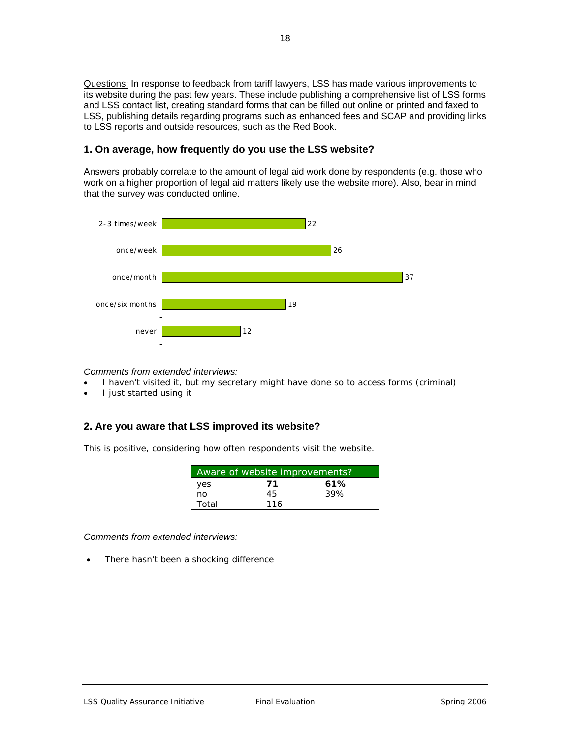Questions: In response to feedback from tariff lawyers, LSS has made various improvements to its website during the past few years. These include publishing a comprehensive list of LSS forms and LSS contact list, creating standard forms that can be filled out online or printed and faxed to LSS, publishing details regarding programs such as enhanced fees and SCAP and providing links to LSS reports and outside resources, such as the Red Book.

### 1. On average, how frequently do you use the LSS website?

Answers probably correlate to the amount of legal aid work done by respondents (e.g. those who work on a higher proportion of legal aid matters likely use the website more). Also, bear in mind that the survey was conducted online.

2-3 times/week 22
once/week 26
once/month 37
once/six months 19
never 12

*Comments from extended interviews:*

- I haven't visited it, but my secretary might have done so to access forms (criminal)
- I just started using it

### 2. Are you aware that LSS improved its website?

This is positive, considering how often respondents visit the website.

| Aware of website improvements? | | |
|---|---|---|
| yes | **71** | **61%** |
| no | 45 | 39% |
| Total | 116 | |

*Comments from extended interviews:*

- There hasn't been a shocking difference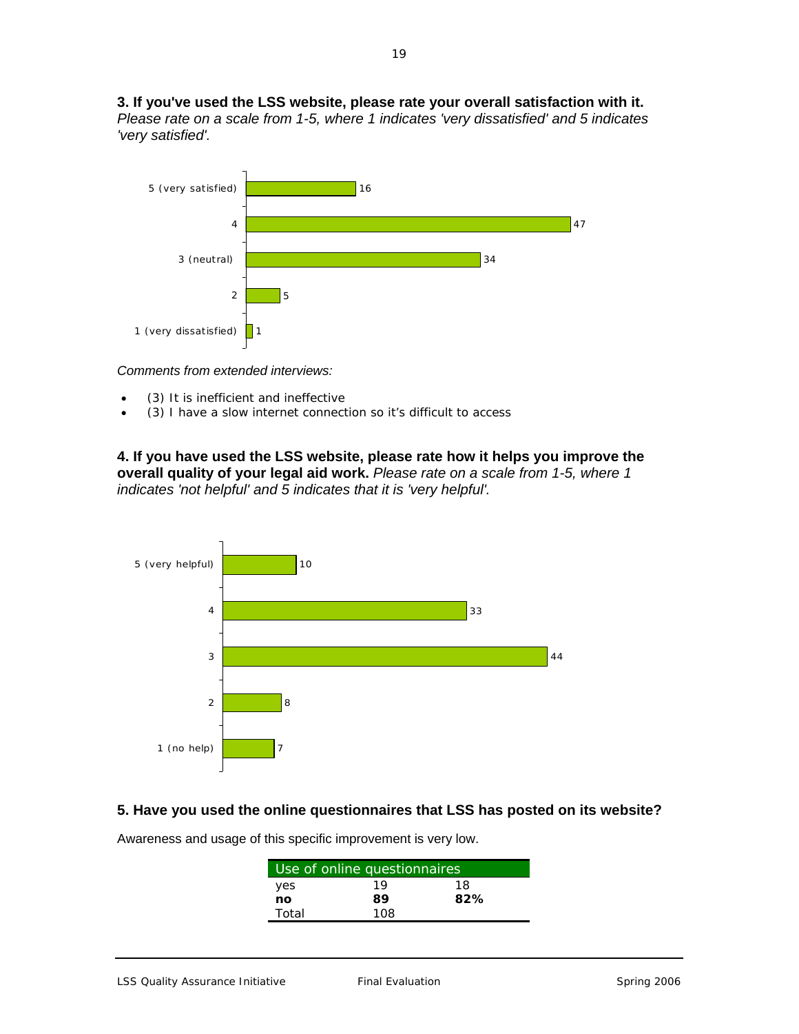**3. If you've used the LSS website, please rate your overall satisfaction with it.** *Please rate on a scale from 1-5, where 1 indicates 'very dissatisfied' and 5 indicates 'very satisfied'.*

5 (very satisfied) 16
4 47
3 (neutral) 34
2 5
1 (very dissatisfied) 1

*Comments from extended interviews:*

- (3) It is inefficient and ineffective
- (3) I have a slow internet connection so it's difficult to access

**4. If you have used the LSS website, please rate how it helps you improve the overall quality of your legal aid work.** *Please rate on a scale from 1-5, where 1 indicates 'not helpful' and 5 indicates that it is 'very helpful'.*

5 (very helpful) 10
4 33
3 44
2 8
1 (no help) 7

### 5. Have you used the online questionnaires that LSS has posted on its website?

Awareness and usage of this specific improvement is very low.

| Use of online questionnaires | | |
|---|---|---|
| yes | 19 | 18 |
| **no** | **89** | **82%** |
| Total | 108 | |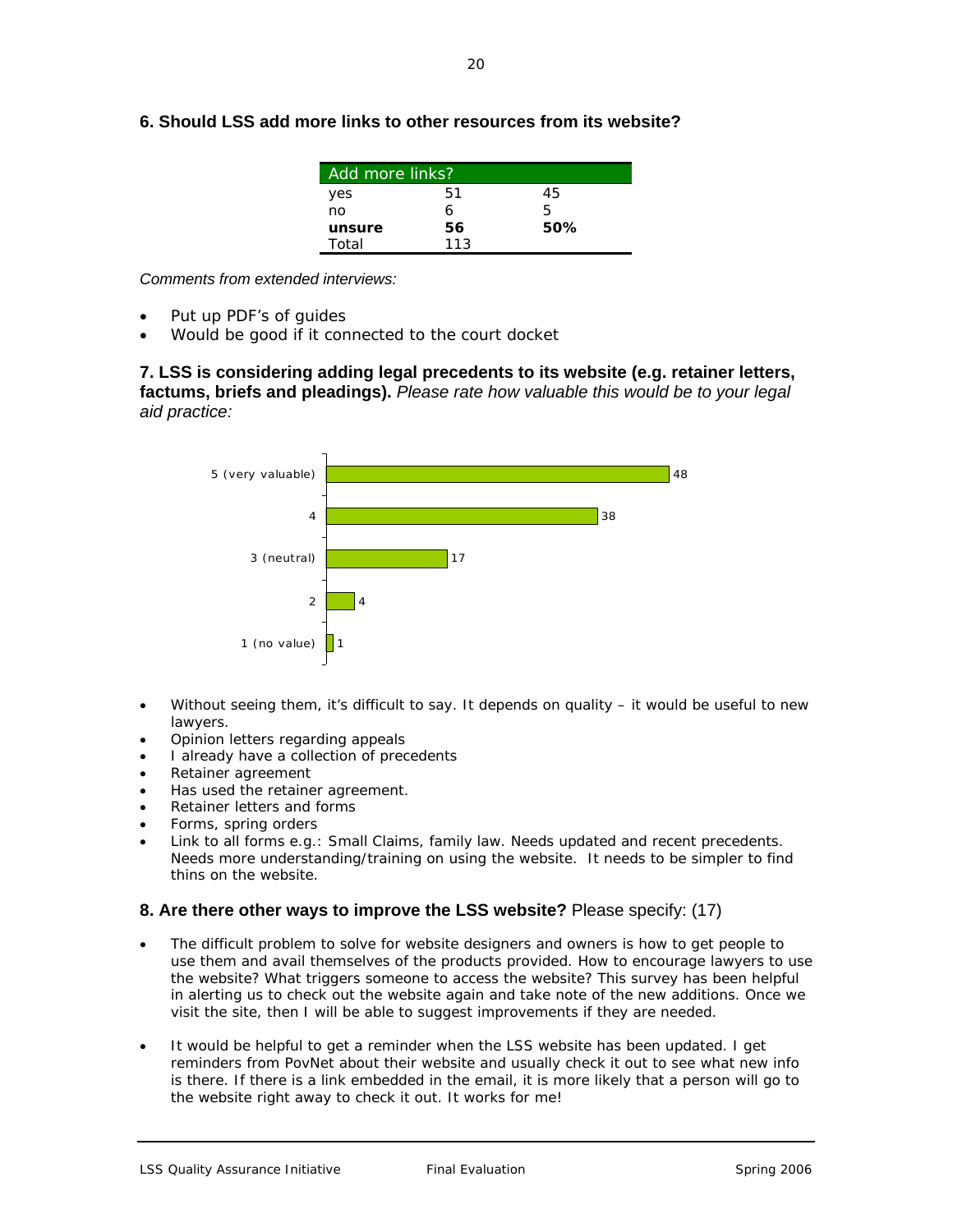### 6. Should LSS add more links to other resources from its website?

| Add more links? | | |
|---|---|---|
| yes | 51 | 45 |
| no | 6 | 5 |
| **unsure** | **56** | **50%** |
| Total | 113 | |

*Comments from extended interviews:*

- Put up PDF's of guides
- Would be good if it connected to the court docket

**7. LSS is considering adding legal precedents to its website (e.g. retainer letters, factums, briefs and pleadings).** *Please rate how valuable this would be to your legal aid practice:*

5 (very valuable) 48
4 38
3 (neutral) 17
2 4
1 (no value) 1

- Without seeing them, it's difficult to say. It depends on quality – it would be useful to new lawyers.
- Opinion letters regarding appeals
- I already have a collection of precedents
- Retainer agreement
- Has used the retainer agreement.
- Retainer letters and forms
- Forms, spring orders
- Link to all forms e.g.: Small Claims, family law. Needs updated and recent precedents. Needs more understanding/training on using the website. It needs to be simpler to find thins on the website.

### 8. Are there other ways to improve the LSS website? Please specify: (17)

- The difficult problem to solve for website designers and owners is how to get people to use them and avail themselves of the products provided. How to encourage lawyers to use the website? What triggers someone to access the website? This survey has been helpful in alerting us to check out the website again and take note of the new additions. Once we visit the site, then I will be able to suggest improvements if they are needed.

- It would be helpful to get a reminder when the LSS website has been updated. I get reminders from PovNet about their website and usually check it out to see what new info is there. If there is a link embedded in the email, it is more likely that a person will go to the website right away to check it out. It works for me!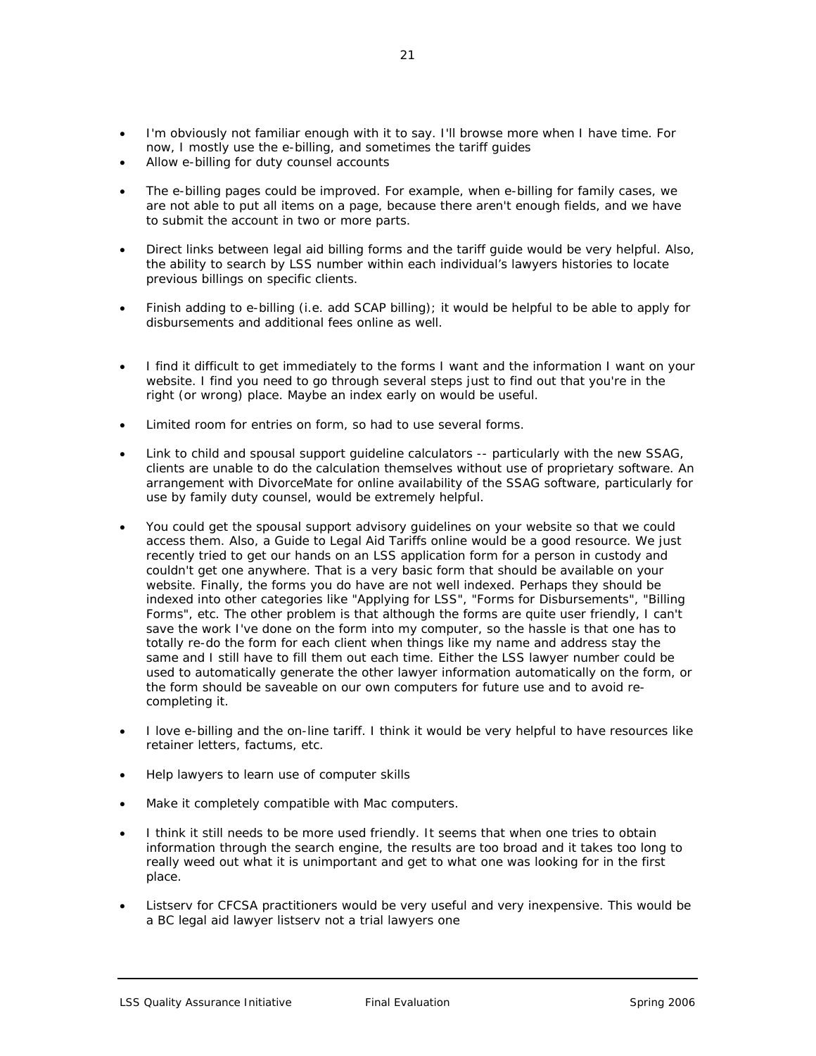- I'm obviously not familiar enough with it to say. I'll browse more when I have time. For now, I mostly use the e-billing, and sometimes the tariff guides
- Allow e-billing for duty counsel accounts
- The e-billing pages could be improved. For example, when e-billing for family cases, we are not able to put all items on a page, because there aren't enough fields, and we have to submit the account in two or more parts.
- Direct links between legal aid billing forms and the tariff guide would be very helpful. Also, the ability to search by LSS number within each individual's lawyers histories to locate previous billings on specific clients.
- Finish adding to e-billing (i.e. add SCAP billing); it would be helpful to be able to apply for disbursements and additional fees online as well.
- I find it difficult to get immediately to the forms I want and the information I want on your website. I find you need to go through several steps just to find out that you're in the right (or wrong) place. Maybe an index early on would be useful.
- Limited room for entries on form, so had to use several forms.
- Link to child and spousal support guideline calculators -- particularly with the new SSAG, clients are unable to do the calculation themselves without use of proprietary software. An arrangement with DivorceMate for online availability of the SSAG software, particularly for use by family duty counsel, would be extremely helpful.
- You could get the spousal support advisory guidelines on your website so that we could access them. Also, a Guide to Legal Aid Tariffs online would be a good resource. We just recently tried to get our hands on an LSS application form for a person in custody and couldn't get one anywhere. That is a very basic form that should be available on your website. Finally, the forms you do have are not well indexed. Perhaps they should be indexed into other categories like "Applying for LSS", "Forms for Disbursements", "Billing Forms", etc. The other problem is that although the forms are quite user friendly, I can't save the work I've done on the form into my computer, so the hassle is that one has to totally re-do the form for each client when things like my name and address stay the same and I still have to fill them out each time. Either the LSS lawyer number could be used to automatically generate the other lawyer information automatically on the form, or the form should be saveable on our own computers for future use and to avoid re-completing it.
- I love e-billing and the on-line tariff. I think it would be very helpful to have resources like retainer letters, factums, etc.
- Help lawyers to learn use of computer skills
- Make it completely compatible with Mac computers.
- I think it still needs to be more used friendly. It seems that when one tries to obtain information through the search engine, the results are too broad and it takes too long to really weed out what it is unimportant and get to what one was looking for in the first place.
- Listserv for CFCSA practitioners would be very useful and very inexpensive. This would be a BC legal aid lawyer listserv not a trial lawyers one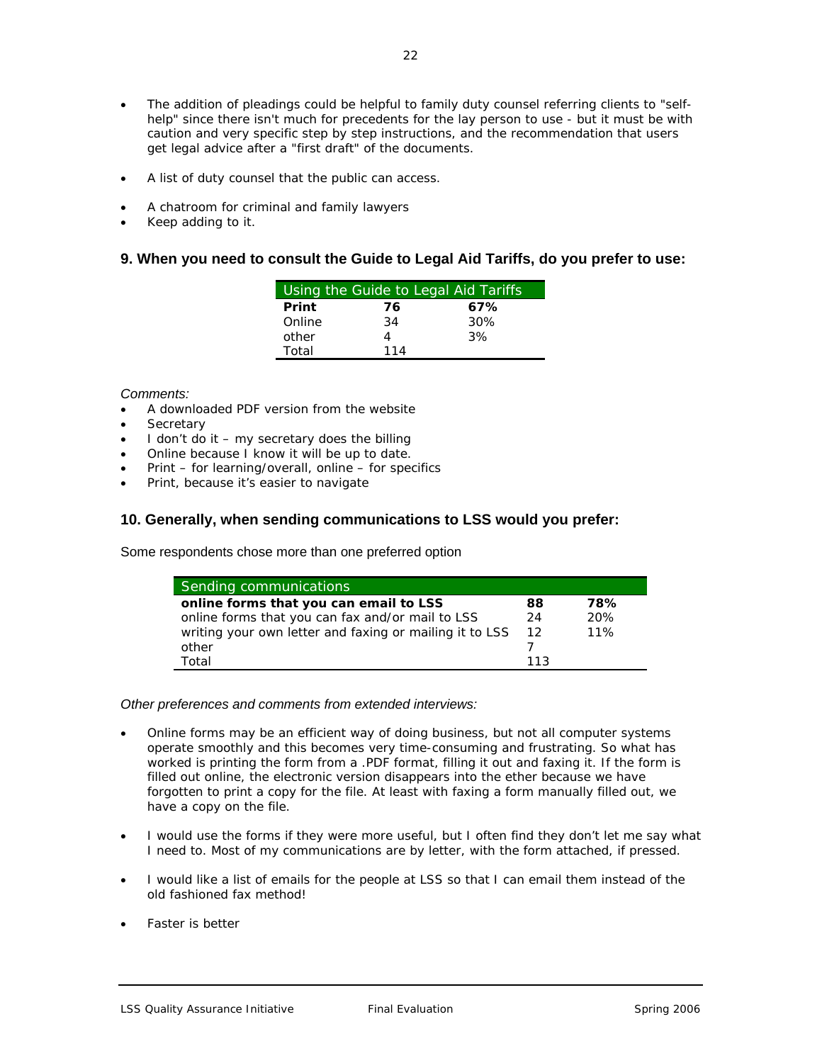- The addition of pleadings could be helpful to family duty counsel referring clients to "self-help" since there isn't much for precedents for the lay person to use - but it must be with caution and very specific step by step instructions, and the recommendation that users get legal advice after a "first draft" of the documents.

- A list of duty counsel that the public can access.

- A chatroom for criminal and family lawyers
- Keep adding to it.

## 9. When you need to consult the Guide to Legal Aid Tariffs, do you prefer to use:

| Using the Guide to Legal Aid Tariffs | | |
|---|---|---|
| **Print** | **76** | **67%** |
| Online | 34 | 30% |
| other | 4 | 3% |
| Total | 114 | |

*Comments:*

- A downloaded PDF version from the website
- Secretary
- I don't do it – my secretary does the billing
- Online because I know it will be up to date.
- Print – for learning/overall, online – for specifics
- Print, because it's easier to navigate

## 10. Generally, when sending communications to LSS would you prefer:

Some respondents chose more than one preferred option

| Sending communications | | |
|---|---|---|
| **online forms that you can email to LSS** | **88** | **78%** |
| online forms that you can fax and/or mail to LSS | 24 | 20% |
| writing your own letter and faxing or mailing it to LSS | 12 | 11% |
| other | 7 | |
| Total | 113 | |

*Other preferences and comments from extended interviews:*

- Online forms may be an efficient way of doing business, but not all computer systems operate smoothly and this becomes very time-consuming and frustrating. So what has worked is printing the form from a .PDF format, filling it out and faxing it. If the form is filled out online, the electronic version disappears into the ether because we have forgotten to print a copy for the file. At least with faxing a form manually filled out, we have a copy on the file.

- I would use the forms if they were more useful, but I often find they don't let me say what I need to. Most of my communications are by letter, with the form attached, if pressed.

- I would like a list of emails for the people at LSS so that I can email them instead of the old fashioned fax method!

- Faster is better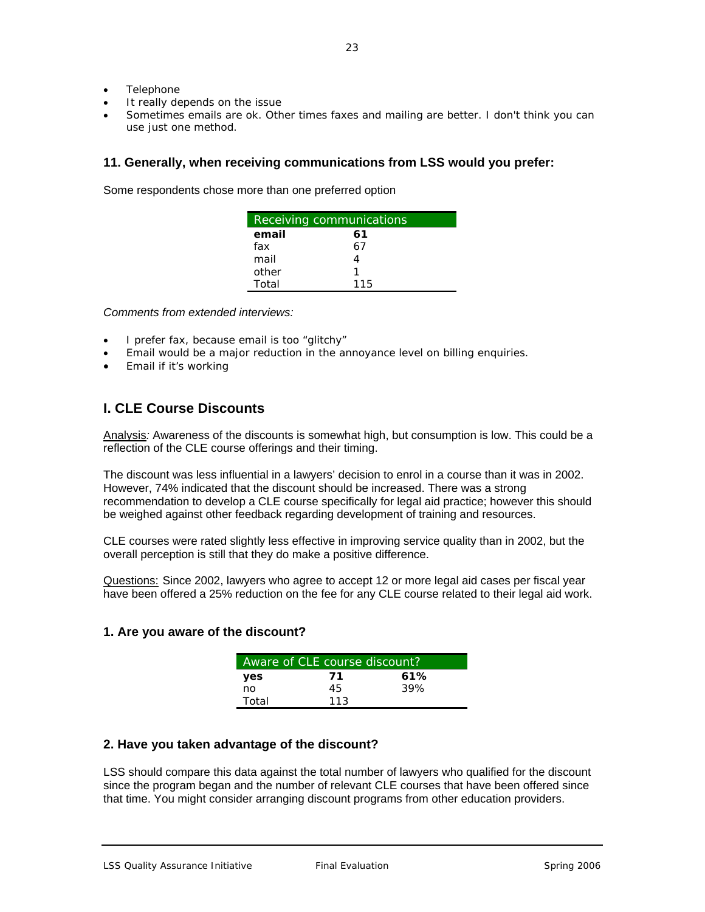- Telephone
- It really depends on the issue
- Sometimes emails are ok. Other times faxes and mailing are better. I don't think you can use just one method.

### 11. Generally, when receiving communications from LSS would you prefer:

Some respondents chose more than one preferred option

| Receiving communications | |
|---|---|
| **email** | **61** |
| fax | 67 |
| mail | 4 |
| other | 1 |
| Total | 115 |

*Comments from extended interviews:*

- I prefer fax, because email is too "glitchy"
- Email would be a major reduction in the annoyance level on billing enquiries.
- Email if it's working

## I. CLE Course Discounts

Analysis*:* Awareness of the discounts is somewhat high, but consumption is low. This could be a reflection of the CLE course offerings and their timing.

The discount was less influential in a lawyers' decision to enrol in a course than it was in 2002. However, 74% indicated that the discount should be increased. There was a strong recommendation to develop a CLE course specifically for legal aid practice; however this should be weighed against other feedback regarding development of training and resources.

CLE courses were rated slightly less effective in improving service quality than in 2002, but the overall perception is still that they do make a positive difference.

Questions: Since 2002, lawyers who agree to accept 12 or more legal aid cases per fiscal year have been offered a 25% reduction on the fee for any CLE course related to their legal aid work.

### 1. Are you aware of the discount?

| Aware of CLE course discount? | | |
|---|---|---|
| **yes** | **71** | **61%** |
| no | 45 | 39% |
| Total | 113 | |

### 2. Have you taken advantage of the discount?

LSS should compare this data against the total number of lawyers who qualified for the discount since the program began and the number of relevant CLE courses that have been offered since that time. You might consider arranging discount programs from other education providers.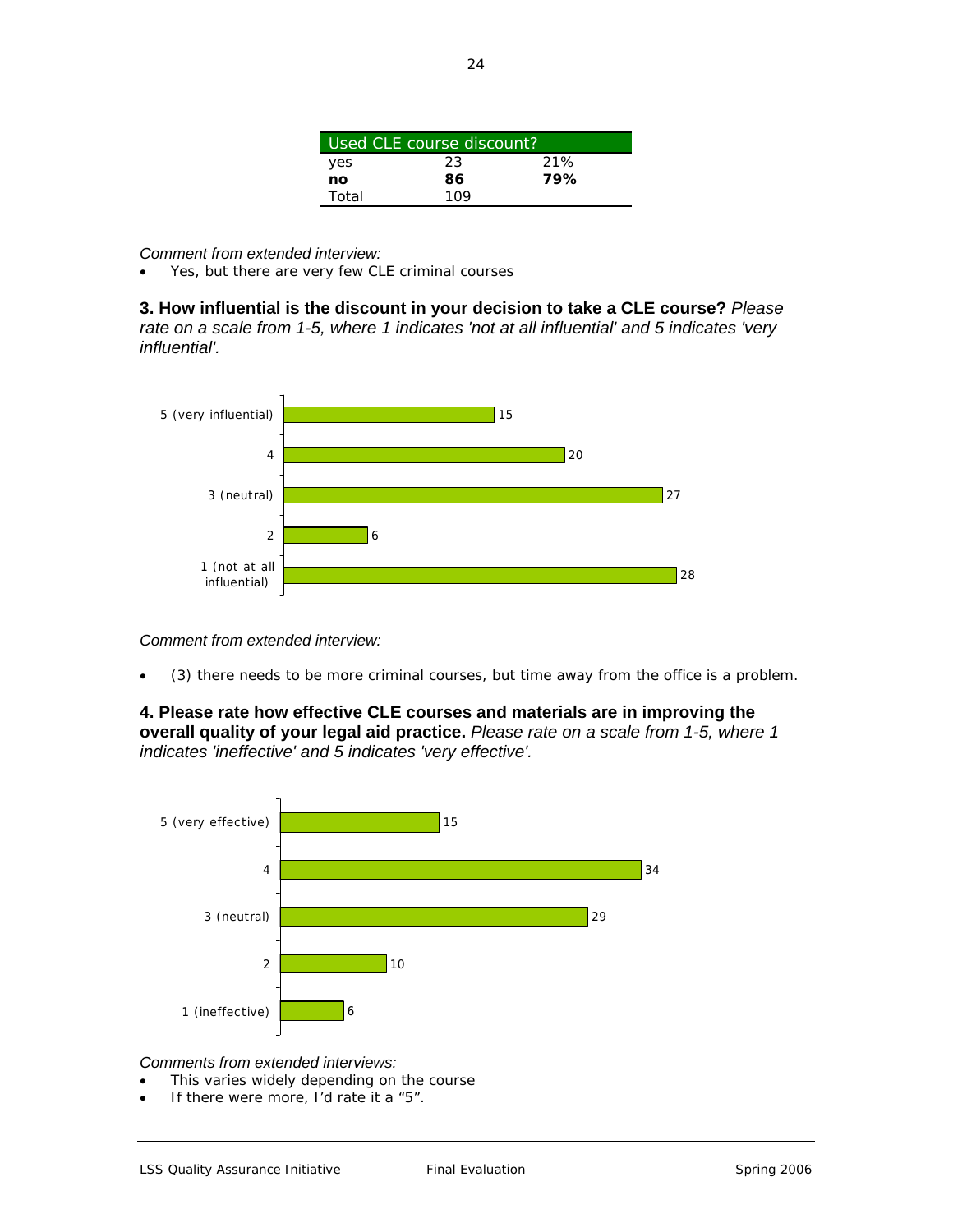| Used CLE course discount? | | |
|---|---|---|
| yes | 23 | 21% |
| **no** | **86** | **79%** |
| Total | 109 | |

*Comment from extended interview:*

- Yes, but there are very few CLE criminal courses

**3. How influential is the discount in your decision to take a CLE course?** *Please rate on a scale from 1-5, where 1 indicates 'not at all influential' and 5 indicates 'very influential'.*

5 (very influential) 15
4 20
3 (neutral) 27
2 6
1 (not at all influential) 28

*Comment from extended interview:*

- (3) there needs to be more criminal courses, but time away from the office is a problem.

**4. Please rate how effective CLE courses and materials are in improving the overall quality of your legal aid practice.** *Please rate on a scale from 1-5, where 1 indicates 'ineffective' and 5 indicates 'very effective'.*

5 (very effective) 15
4 34
3 (neutral) 29
2 10
1 (ineffective) 6

*Comments from extended interviews:*

- This varies widely depending on the course
- If there were more, I'd rate it a "5".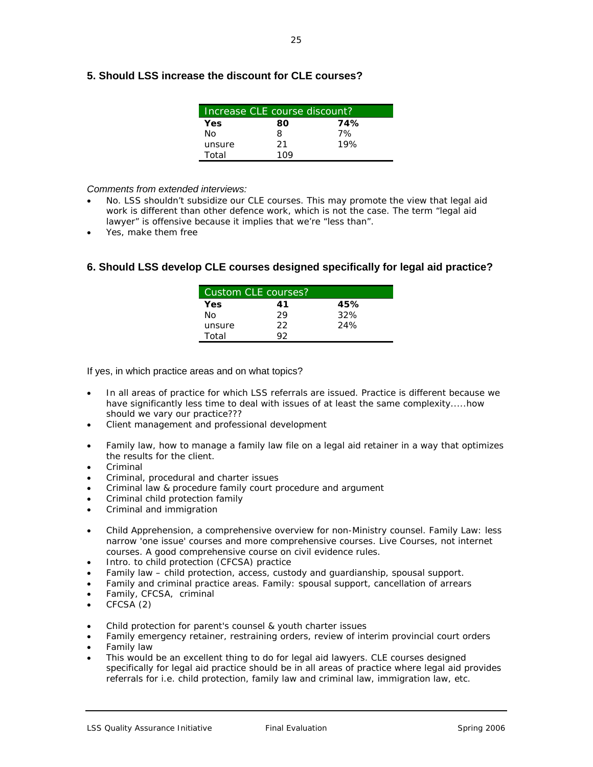## 5. Should LSS increase the discount for CLE courses?

| Increase CLE course discount? | | |
|---|---|---|
| **Yes** | **80** | **74%** |
| No | 8 | 7% |
| unsure | 21 | 19% |
| Total | 109 | |

*Comments from extended interviews:*

- No. LSS shouldn't subsidize our CLE courses. This may promote the view that legal aid work is different than other defence work, which is not the case. The term "legal aid lawyer" is offensive because it implies that we're "less than".
- Yes, make them free

## 6. Should LSS develop CLE courses designed specifically for legal aid practice?

| Custom CLE courses? | | |
|---|---|---|
| **Yes** | **41** | **45%** |
| No | 29 | 32% |
| unsure | 22 | 24% |
| Total | 92 | |

If yes, in which practice areas and on what topics?

- In all areas of practice for which LSS referrals are issued. Practice is different because we have significantly less time to deal with issues of at least the same complexity.....how should we vary our practice???
- Client management and professional development
- Family law, how to manage a family law file on a legal aid retainer in a way that optimizes the results for the client.
- Criminal
- Criminal, procedural and charter issues
- Criminal law & procedure family court procedure and argument
- Criminal child protection family
- Criminal and immigration
- Child Apprehension, a comprehensive overview for non-Ministry counsel. Family Law: less narrow 'one issue' courses and more comprehensive courses. Live Courses, not internet courses. A good comprehensive course on civil evidence rules.
- Intro. to child protection (CFCSA) practice
- Family law – child protection, access, custody and guardianship, spousal support.
- Family and criminal practice areas. Family: spousal support, cancellation of arrears
- Family, CFCSA, criminal
- CFCSA (2)
- Child protection for parent's counsel & youth charter issues
- Family emergency retainer, restraining orders, review of interim provincial court orders
- Family law
- This would be an excellent thing to do for legal aid lawyers. CLE courses designed specifically for legal aid practice should be in all areas of practice where legal aid provides referrals for i.e. child protection, family law and criminal law, immigration law, etc.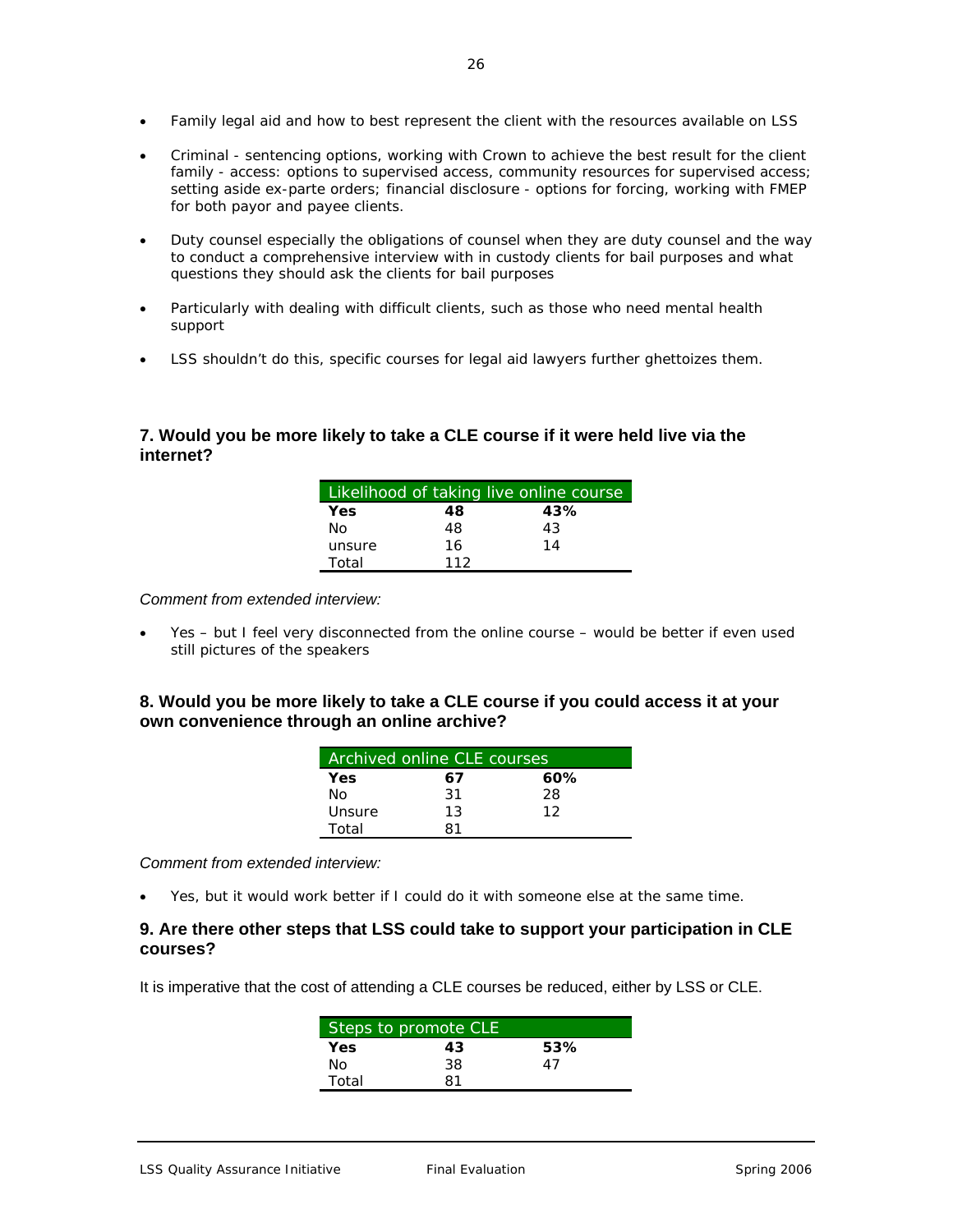- Family legal aid and how to best represent the client with the resources available on LSS
- Criminal - sentencing options, working with Crown to achieve the best result for the client family - access: options to supervised access, community resources for supervised access; setting aside ex-parte orders; financial disclosure - options for forcing, working with FMEP for both payor and payee clients.
- Duty counsel especially the obligations of counsel when they are duty counsel and the way to conduct a comprehensive interview with in custody clients for bail purposes and what questions they should ask the clients for bail purposes
- Particularly with dealing with difficult clients, such as those who need mental health support
- LSS shouldn't do this, specific courses for legal aid lawyers further ghettoizes them.

### 7. Would you be more likely to take a CLE course if it were held live via the internet?

| Likelihood of taking live online course | | |
|---|---|---|
| **Yes** | **48** | **43%** |
| No | 48 | 43 |
| unsure | 16 | 14 |
| Total | 112 | |

*Comment from extended interview:*

- Yes – but I feel very disconnected from the online course – would be better if even used still pictures of the speakers

### 8. Would you be more likely to take a CLE course if you could access it at your own convenience through an online archive?

| Archived online CLE courses | | |
|---|---|---|
| **Yes** | **67** | **60%** |
| No | 31 | 28 |
| Unsure | 13 | 12 |
| Total | 81 | |

*Comment from extended interview:*

- Yes, but it would work better if I could do it with someone else at the same time.

### 9. Are there other steps that LSS could take to support your participation in CLE courses?

It is imperative that the cost of attending a CLE courses be reduced, either by LSS or CLE.

| Steps to promote CLE | | |
|---|---|---|
| **Yes** | **43** | **53%** |
| No | 38 | 47 |
| Total | 81 | |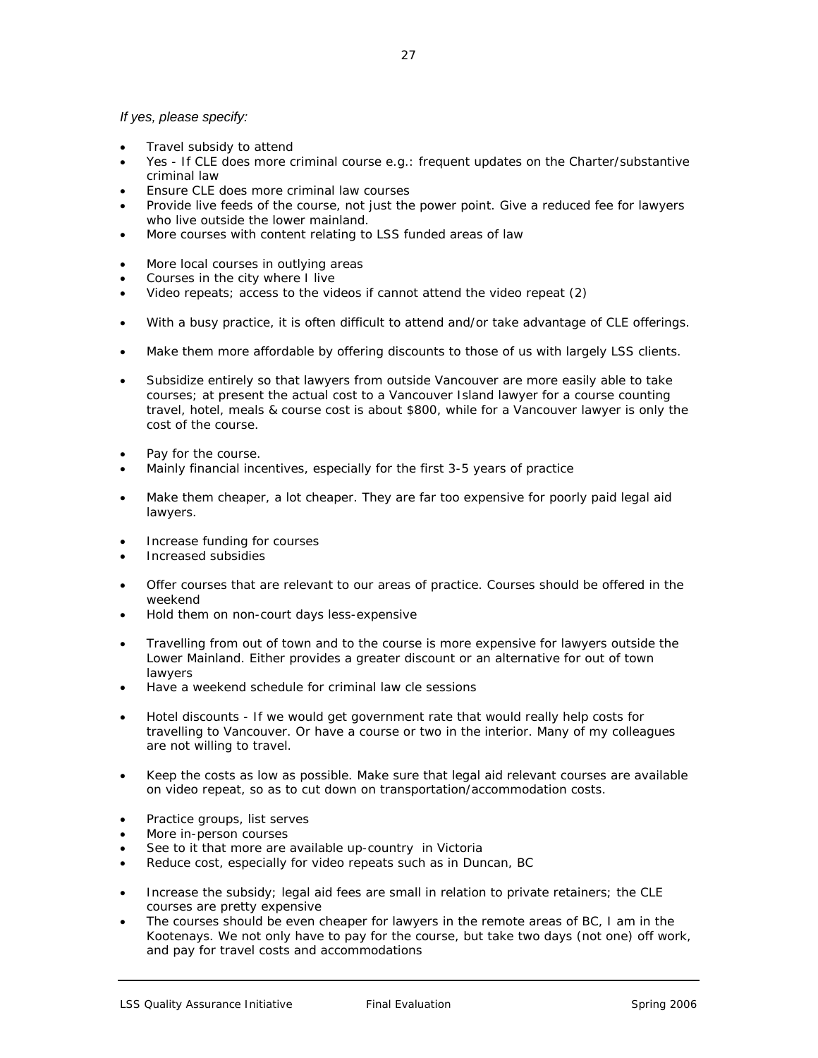*If yes, please specify:*

- Travel subsidy to attend
- Yes - If CLE does more criminal course e.g.: frequent updates on the Charter/substantive criminal law
- Ensure CLE does more criminal law courses
- Provide live feeds of the course, not just the power point. Give a reduced fee for lawyers who live outside the lower mainland.
- More courses with content relating to LSS funded areas of law

- More local courses in outlying areas
- Courses in the city where I live
- Video repeats; access to the videos if cannot attend the video repeat (2)

- With a busy practice, it is often difficult to attend and/or take advantage of CLE offerings.

- Make them more affordable by offering discounts to those of us with largely LSS clients.

- Subsidize entirely so that lawyers from outside Vancouver are more easily able to take courses; at present the actual cost to a Vancouver Island lawyer for a course counting travel, hotel, meals & course cost is about $800, while for a Vancouver lawyer is only the cost of the course.

- Pay for the course.
- Mainly financial incentives, especially for the first 3-5 years of practice

- Make them cheaper, a lot cheaper. They are far too expensive for poorly paid legal aid lawyers.

- Increase funding for courses
- Increased subsidies

- Offer courses that are relevant to our areas of practice. Courses should be offered in the weekend
- Hold them on non-court days less-expensive

- Travelling from out of town and to the course is more expensive for lawyers outside the Lower Mainland. Either provides a greater discount or an alternative for out of town lawyers
- Have a weekend schedule for criminal law cle sessions

- Hotel discounts - If we would get government rate that would really help costs for travelling to Vancouver. Or have a course or two in the interior. Many of my colleagues are not willing to travel.

- Keep the costs as low as possible. Make sure that legal aid relevant courses are available on video repeat, so as to cut down on transportation/accommodation costs.

- Practice groups, list serves
- More in-person courses
- See to it that more are available up-country in Victoria
- Reduce cost, especially for video repeats such as in Duncan, BC

- Increase the subsidy; legal aid fees are small in relation to private retainers; the CLE courses are pretty expensive
- The courses should be even cheaper for lawyers in the remote areas of BC, I am in the Kootenays. We not only have to pay for the course, but take two days (not one) off work, and pay for travel costs and accommodations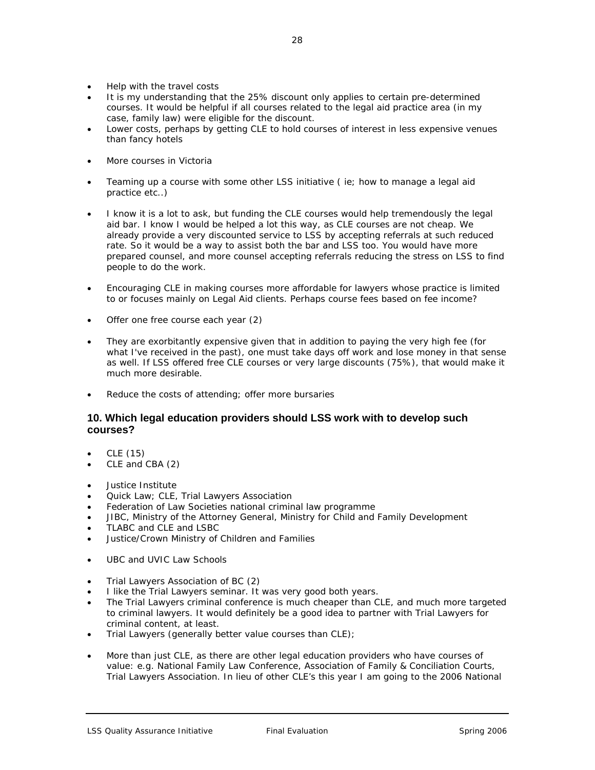- Help with the travel costs
- It is my understanding that the 25% discount only applies to certain pre-determined courses. It would be helpful if all courses related to the legal aid practice area (in my case, family law) were eligible for the discount.
- Lower costs, perhaps by getting CLE to hold courses of interest in less expensive venues than fancy hotels

- More courses in Victoria

- Teaming up a course with some other LSS initiative ( ie; how to manage a legal aid practice etc..)

- I know it is a lot to ask, but funding the CLE courses would help tremendously the legal aid bar. I know I would be helped a lot this way, as CLE courses are not cheap. We already provide a very discounted service to LSS by accepting referrals at such reduced rate. So it would be a way to assist both the bar and LSS too. You would have more prepared counsel, and more counsel accepting referrals reducing the stress on LSS to find people to do the work.

- Encouraging CLE in making courses more affordable for lawyers whose practice is limited to or focuses mainly on Legal Aid clients. Perhaps course fees based on fee income?

- Offer one free course each year (2)

- They are exorbitantly expensive given that in addition to paying the very high fee (for what I've received in the past), one must take days off work and lose money in that sense as well. If LSS offered free CLE courses or very large discounts (75%), that would make it much more desirable.

- Reduce the costs of attending; offer more bursaries

### 10. Which legal education providers should LSS work with to develop such courses?

- CLE (15)
- CLE and CBA (2)

- Justice Institute
- Quick Law; CLE, Trial Lawyers Association
- Federation of Law Societies national criminal law programme
- JIBC, Ministry of the Attorney General, Ministry for Child and Family Development
- TLABC and CLE and LSBC
- Justice/Crown Ministry of Children and Families

- UBC and UVIC Law Schools

- Trial Lawyers Association of BC (2)
- I like the Trial Lawyers seminar. It was very good both years.
- The Trial Lawyers criminal conference is much cheaper than CLE, and much more targeted to criminal lawyers. It would definitely be a good idea to partner with Trial Lawyers for criminal content, at least.
- Trial Lawyers (generally better value courses than CLE);

- More than just CLE, as there are other legal education providers who have courses of value: e.g. National Family Law Conference, Association of Family & Conciliation Courts, Trial Lawyers Association. In lieu of other CLE's this year I am going to the 2006 National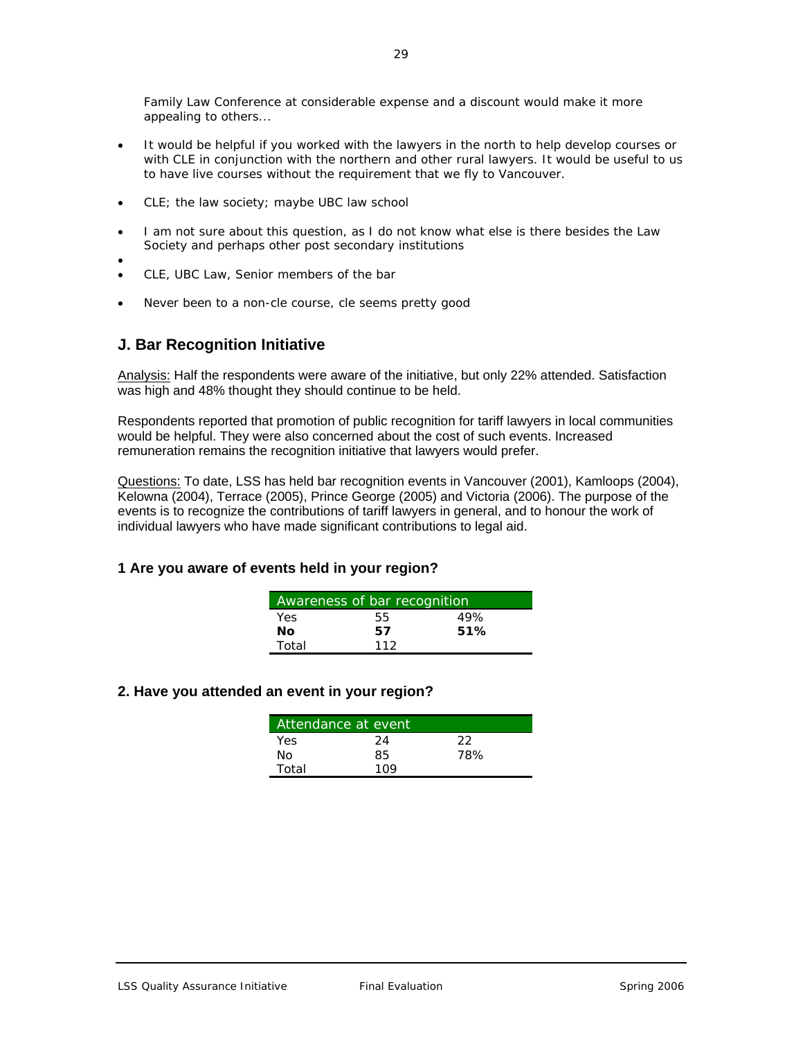Family Law Conference at considerable expense and a discount would make it more appealing to others...

- It would be helpful if you worked with the lawyers in the north to help develop courses or with CLE in conjunction with the northern and other rural lawyers. It would be useful to us to have live courses without the requirement that we fly to Vancouver.
- CLE; the law society; maybe UBC law school
- I am not sure about this question, as I do not know what else is there besides the Law Society and perhaps other post secondary institutions
- 
- CLE, UBC Law, Senior members of the bar
- Never been to a non-cle course, cle seems pretty good

## J. Bar Recognition Initiative

Analysis: Half the respondents were aware of the initiative, but only 22% attended. Satisfaction was high and 48% thought they should continue to be held.

Respondents reported that promotion of public recognition for tariff lawyers in local communities would be helpful. They were also concerned about the cost of such events. Increased remuneration remains the recognition initiative that lawyers would prefer.

Questions: To date, LSS has held bar recognition events in Vancouver (2001), Kamloops (2004), Kelowna (2004), Terrace (2005), Prince George (2005) and Victoria (2006). The purpose of the events is to recognize the contributions of tariff lawyers in general, and to honour the work of individual lawyers who have made significant contributions to legal aid.

### 1 Are you aware of events held in your region?

| Awareness of bar recognition | | |
|---|---|---|
| Yes | 55 | 49% |
| **No** | **57** | **51%** |
| Total | 112 | |

### 2. Have you attended an event in your region?

| Attendance at event | | |
|---|---|---|
| Yes | 24 | 22 |
| No | 85 | 78% |
| Total | 109 | |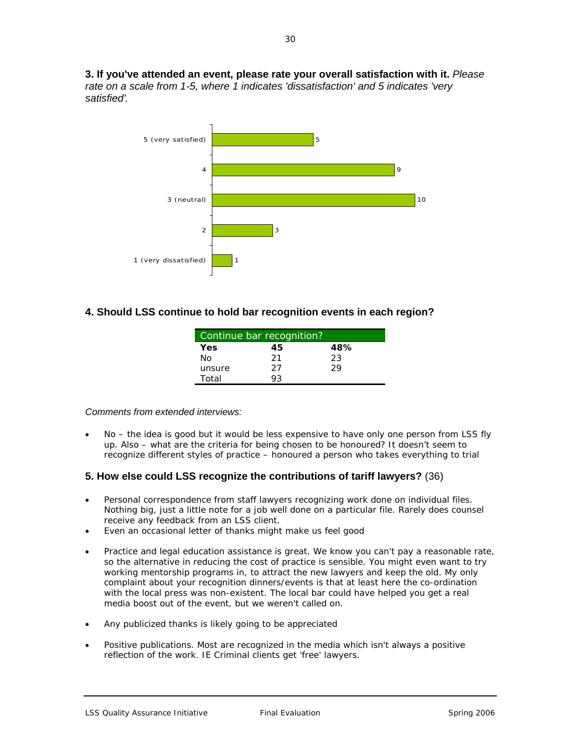**3. If you've attended an event, please rate your overall satisfaction with it.** *Please rate on a scale from 1-5, where 1 indicates 'dissatisfaction' and 5 indicates 'very satisfied'.*

5 (very satisfied) 5
4 9
3 (neutral) 10
2 3
1 (very dissatisfied) 1

**4. Should LSS continue to hold bar recognition events in each region?**

| Continue bar recognition? | | |
|---|---|---|
| **Yes** | **45** | **48%** |
| No | 21 | 23 |
| unsure | 27 | 29 |
| Total | 93 | |

*Comments from extended interviews:*

- No – the idea is good but it would be less expensive to have only one person from LSS fly up. Also – what are the criteria for being chosen to be honoured? It doesn't seem to recognize different styles of practice – honoured a person who takes everything to trial

**5. How else could LSS recognize the contributions of tariff lawyers?** (36)

- Personal correspondence from staff lawyers recognizing work done on individual files. Nothing big, just a little note for a job well done on a particular file. Rarely does counsel receive any feedback from an LSS client.
- Even an occasional letter of thanks might make us feel good
- Practice and legal education assistance is great. We know you can't pay a reasonable rate, so the alternative in reducing the cost of practice is sensible. You might even want to try working mentorship programs in, to attract the new lawyers and keep the old. My only complaint about your recognition dinners/events is that at least here the co-ordination with the local press was non-existent. The local bar could have helped you get a real media boost out of the event, but we weren't called on.
- Any publicized thanks is likely going to be appreciated
- Positive publications. Most are recognized in the media which isn't always a positive reflection of the work. IE Criminal clients get 'free' lawyers.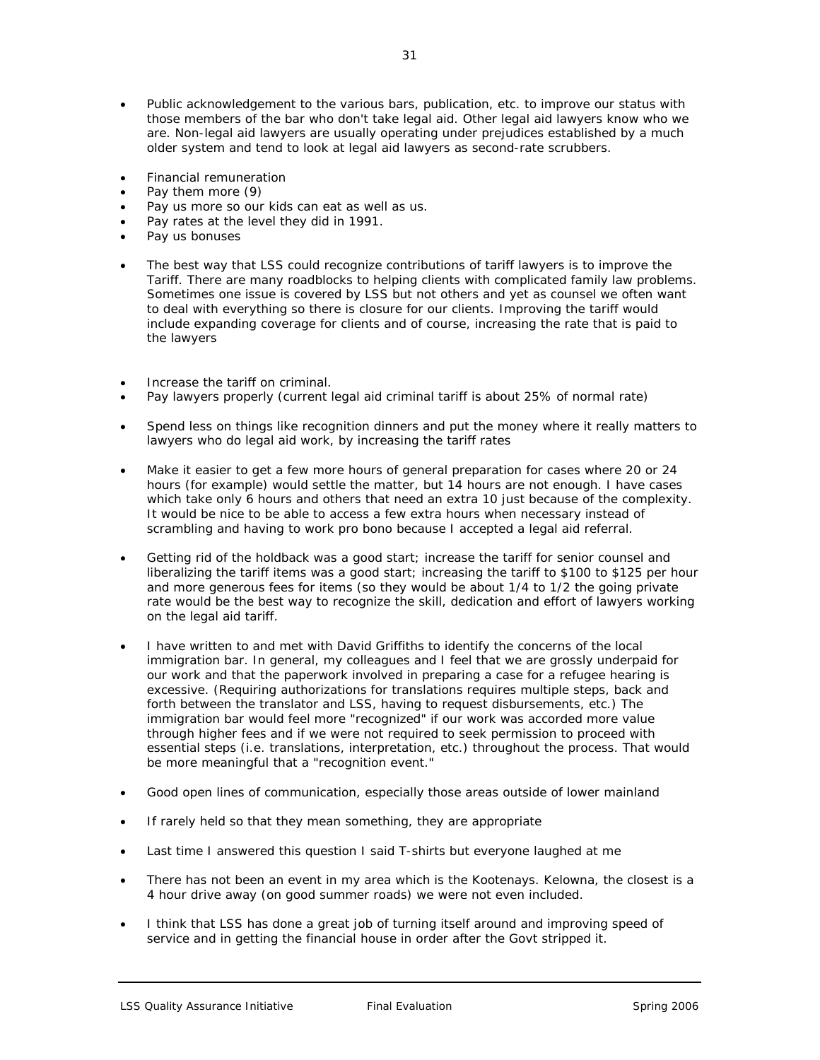- Public acknowledgement to the various bars, publication, etc. to improve our status with those members of the bar who don't take legal aid. Other legal aid lawyers know who we are. Non-legal aid lawyers are usually operating under prejudices established by a much older system and tend to look at legal aid lawyers as second-rate scrubbers.

- Financial remuneration
- Pay them more (9)
- Pay us more so our kids can eat as well as us.
- Pay rates at the level they did in 1991.
- Pay us bonuses

- The best way that LSS could recognize contributions of tariff lawyers is to improve the Tariff. There are many roadblocks to helping clients with complicated family law problems. Sometimes one issue is covered by LSS but not others and yet as counsel we often want to deal with everything so there is closure for our clients. Improving the tariff would include expanding coverage for clients and of course, increasing the rate that is paid to the lawyers

- Increase the tariff on criminal.
- Pay lawyers properly (current legal aid criminal tariff is about 25% of normal rate)

- Spend less on things like recognition dinners and put the money where it really matters to lawyers who do legal aid work, by increasing the tariff rates

- Make it easier to get a few more hours of general preparation for cases where 20 or 24 hours (for example) would settle the matter, but 14 hours are not enough. I have cases which take only 6 hours and others that need an extra 10 just because of the complexity. It would be nice to be able to access a few extra hours when necessary instead of scrambling and having to work pro bono because I accepted a legal aid referral.

- Getting rid of the holdback was a good start; increase the tariff for senior counsel and liberalizing the tariff items was a good start; increasing the tariff to $100 to $125 per hour and more generous fees for items (so they would be about 1/4 to 1/2 the going private rate would be the best way to recognize the skill, dedication and effort of lawyers working on the legal aid tariff.

- I have written to and met with David Griffiths to identify the concerns of the local immigration bar. In general, my colleagues and I feel that we are grossly underpaid for our work and that the paperwork involved in preparing a case for a refugee hearing is excessive. (Requiring authorizations for translations requires multiple steps, back and forth between the translator and LSS, having to request disbursements, etc.) The immigration bar would feel more "recognized" if our work was accorded more value through higher fees and if we were not required to seek permission to proceed with essential steps (i.e. translations, interpretation, etc.) throughout the process. That would be more meaningful that a "recognition event."

- Good open lines of communication, especially those areas outside of lower mainland

- If rarely held so that they mean something, they are appropriate

- Last time I answered this question I said T-shirts but everyone laughed at me

- There has not been an event in my area which is the Kootenays. Kelowna, the closest is a 4 hour drive away (on good summer roads) we were not even included.

- I think that LSS has done a great job of turning itself around and improving speed of service and in getting the financial house in order after the Govt stripped it.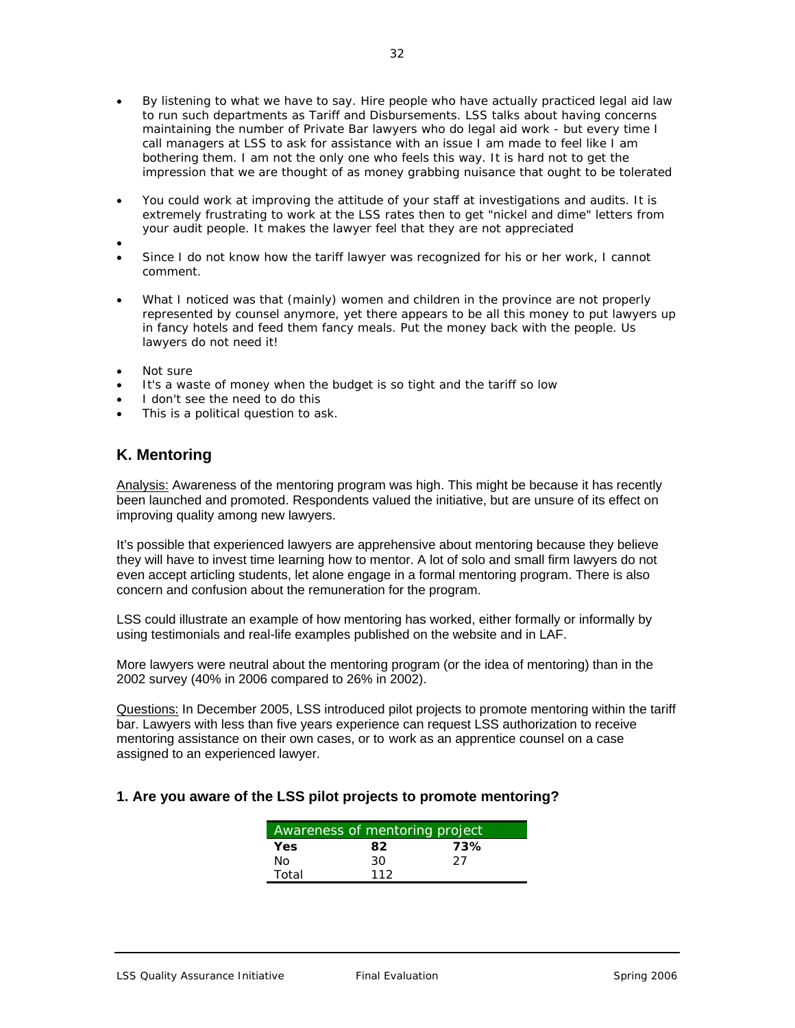- By listening to what we have to say. Hire people who have actually practiced legal aid law to run such departments as Tariff and Disbursements. LSS talks about having concerns maintaining the number of Private Bar lawyers who do legal aid work - but every time I call managers at LSS to ask for assistance with an issue I am made to feel like I am bothering them. I am not the only one who feels this way. It is hard not to get the impression that we are thought of as money grabbing nuisance that ought to be tolerated

- You could work at improving the attitude of your staff at investigations and audits. It is extremely frustrating to work at the LSS rates then to get "nickel and dime" letters from your audit people. It makes the lawyer feel that they are not appreciated
- 
- Since I do not know how the tariff lawyer was recognized for his or her work, I cannot comment.

- What I noticed was that (mainly) women and children in the province are not properly represented by counsel anymore, yet there appears to be all this money to put lawyers up in fancy hotels and feed them fancy meals. Put the money back with the people. Us lawyers do not need it!

- Not sure
- It's a waste of money when the budget is so tight and the tariff so low
- I don't see the need to do this
- This is a political question to ask.

## K. Mentoring

Analysis: Awareness of the mentoring program was high. This might be because it has recently been launched and promoted. Respondents valued the initiative, but are unsure of its effect on improving quality among new lawyers.

It's possible that experienced lawyers are apprehensive about mentoring because they believe they will have to invest time learning how to mentor. A lot of solo and small firm lawyers do not even accept articling students, let alone engage in a formal mentoring program. There is also concern and confusion about the remuneration for the program.

LSS could illustrate an example of how mentoring has worked, either formally or informally by using testimonials and real-life examples published on the website and in LAF.

More lawyers were neutral about the mentoring program (or the idea of mentoring) than in the 2002 survey (40% in 2006 compared to 26% in 2002).

Questions: In December 2005, LSS introduced pilot projects to promote mentoring within the tariff bar. Lawyers with less than five years experience can request LSS authorization to receive mentoring assistance on their own cases, or to work as an apprentice counsel on a case assigned to an experienced lawyer.

### 1. Are you aware of the LSS pilot projects to promote mentoring?

| Awareness of mentoring project | | |
|---|---|---|
| **Yes** | **82** | **73%** |
| No | 30 | 27 |
| Total | 112 | |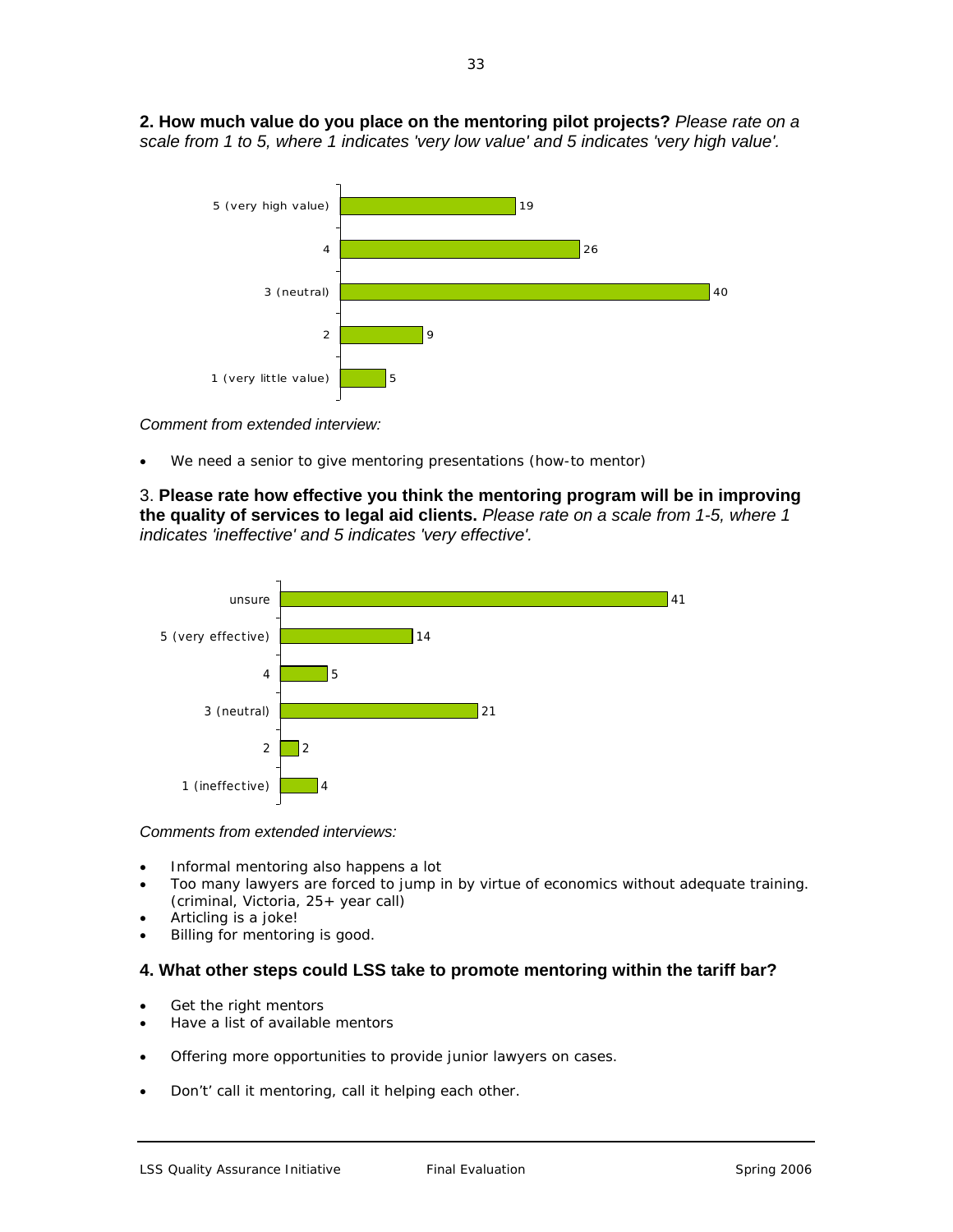**2. How much value do you place on the mentoring pilot projects?** *Please rate on a scale from 1 to 5, where 1 indicates 'very low value' and 5 indicates 'very high value'.*

5 (very high value) 19
4 26
3 (neutral) 40
2 9
1 (very little value) 5

*Comment from extended interview:*

- We need a senior to give mentoring presentations (how-to mentor)

3. **Please rate how effective you think the mentoring program will be in improving the quality of services to legal aid clients.** *Please rate on a scale from 1-5, where 1 indicates 'ineffective' and 5 indicates 'very effective'.*

unsure 41
5 (very effective) 14
4 5
3 (neutral) 21
2 2
1 (ineffective) 4

*Comments from extended interviews:*

- Informal mentoring also happens a lot
- Too many lawyers are forced to jump in by virtue of economics without adequate training. (criminal, Victoria, 25+ year call)
- Articling is a joke!
- Billing for mentoring is good.

**4. What other steps could LSS take to promote mentoring within the tariff bar?**

- Get the right mentors
- Have a list of available mentors

- Offering more opportunities to provide junior lawyers on cases.

- Don't' call it mentoring, call it helping each other.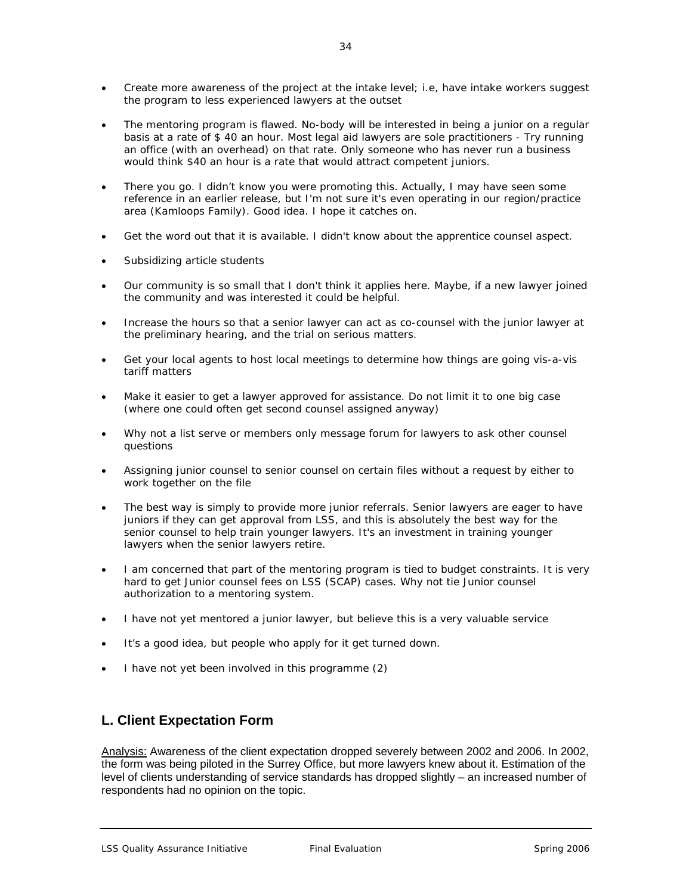- Create more awareness of the project at the intake level; i.e, have intake workers suggest the program to less experienced lawyers at the outset

- The mentoring program is flawed. No-body will be interested in being a junior on a regular basis at a rate of $ 40 an hour. Most legal aid lawyers are sole practitioners - Try running an office (with an overhead) on that rate. Only someone who has never run a business would think $40 an hour is a rate that would attract competent juniors.

- There you go. I didn't know you were promoting this. Actually, I may have seen some reference in an earlier release, but I'm not sure it's even operating in our region/practice area (Kamloops Family). Good idea. I hope it catches on.

- Get the word out that it is available. I didn't know about the apprentice counsel aspect.

- Subsidizing article students

- Our community is so small that I don't think it applies here. Maybe, if a new lawyer joined the community and was interested it could be helpful.

- Increase the hours so that a senior lawyer can act as co-counsel with the junior lawyer at the preliminary hearing, and the trial on serious matters.

- Get your local agents to host local meetings to determine how things are going vis-a-vis tariff matters

- Make it easier to get a lawyer approved for assistance. Do not limit it to one big case (where one could often get second counsel assigned anyway)

- Why not a list serve or members only message forum for lawyers to ask other counsel questions

- Assigning junior counsel to senior counsel on certain files without a request by either to work together on the file

- The best way is simply to provide more junior referrals. Senior lawyers are eager to have juniors if they can get approval from LSS, and this is absolutely the best way for the senior counsel to help train younger lawyers. It's an investment in training younger lawyers when the senior lawyers retire.

- I am concerned that part of the mentoring program is tied to budget constraints. It is very hard to get Junior counsel fees on LSS (SCAP) cases. Why not tie Junior counsel authorization to a mentoring system.

- I have not yet mentored a junior lawyer, but believe this is a very valuable service

- It's a good idea, but people who apply for it get turned down.

- I have not yet been involved in this programme (2)

## L. Client Expectation Form

Analysis: Awareness of the client expectation dropped severely between 2002 and 2006. In 2002, the form was being piloted in the Surrey Office, but more lawyers knew about it. Estimation of the level of clients understanding of service standards has dropped slightly – an increased number of respondents had no opinion on the topic.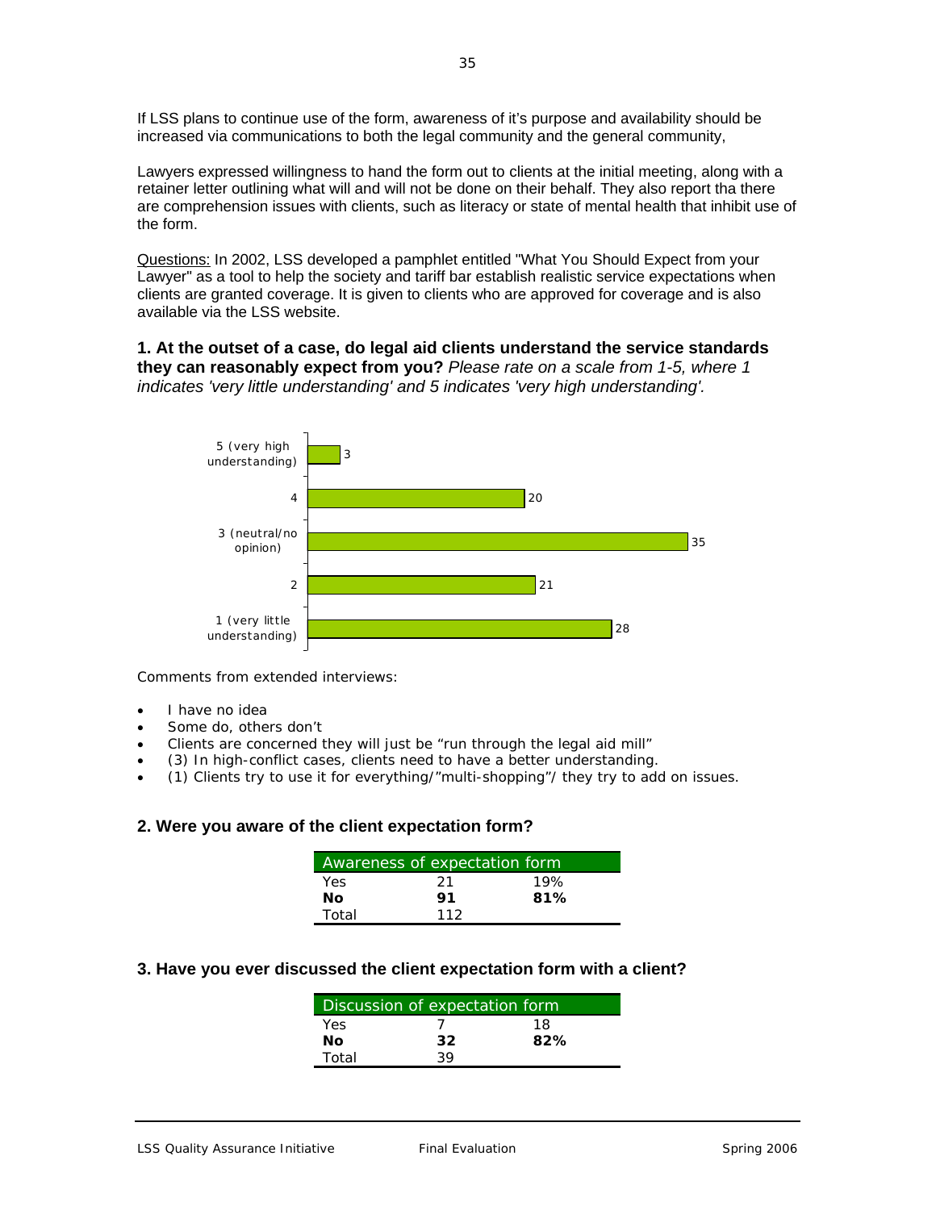If LSS plans to continue use of the form, awareness of it's purpose and availability should be increased via communications to both the legal community and the general community,

Lawyers expressed willingness to hand the form out to clients at the initial meeting, along with a retainer letter outlining what will and will not be done on their behalf. They also report tha there are comprehension issues with clients, such as literacy or state of mental health that inhibit use of the form.

<u>Questions:</u> In 2002, LSS developed a pamphlet entitled "What You Should Expect from your Lawyer" as a tool to help the society and tariff bar establish realistic service expectations when clients are granted coverage. It is given to clients who are approved for coverage and is also available via the LSS website.

**1. At the outset of a case, do legal aid clients understand the service standards they can reasonably expect from you?** *Please rate on a scale from 1-5, where 1 indicates 'very little understanding' and 5 indicates 'very high understanding'.*

5 (very high understanding) 3
4 20
3 (neutral/no opinion) 35
2 21
1 (very little understanding) 28

Comments from extended interviews:

- I have no idea
- Some do, others don't
- Clients are concerned they will just be "run through the legal aid mill"
- (3) In high-conflict cases, clients need to have a better understanding.
- (1) Clients try to use it for everything/"multi-shopping"/ they try to add on issues.

### 2. Were you aware of the client expectation form?

| Awareness of expectation form | | |
|---|---|---|
| Yes | 21 | 19% |
| **No** | **91** | **81%** |
| Total | 112 | |

### 3. Have you ever discussed the client expectation form with a client?

| Discussion of expectation form | | |
|---|---|---|
| Yes | 7 | 18 |
| **No** | **32** | **82%** |
| Total | 39 | |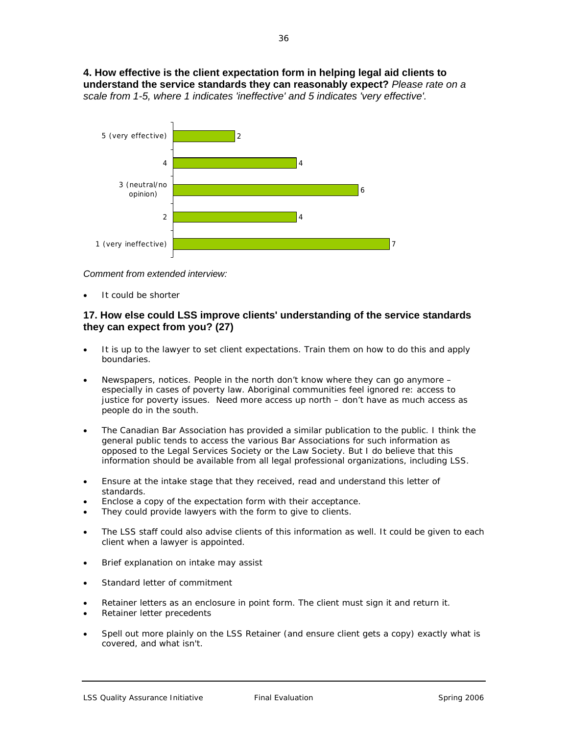**4. How effective is the client expectation form in helping legal aid clients to understand the service standards they can reasonably expect?** *Please rate on a scale from 1-5, where 1 indicates 'ineffective' and 5 indicates 'very effective'.*

5 (very effective) 2
4 4
3 (neutral/no opinion) 6
2 4
1 (very ineffective) 7

*Comment from extended interview:*

- It could be shorter

### 17. How else could LSS improve clients' understanding of the service standards they can expect from you? (27)

- It is up to the lawyer to set client expectations. Train them on how to do this and apply boundaries.
- Newspapers, notices. People in the north don't know where they can go anymore – especially in cases of poverty law. Aboriginal communities feel ignored re: access to justice for poverty issues. Need more access up north – don't have as much access as people do in the south.
- The Canadian Bar Association has provided a similar publication to the public. I think the general public tends to access the various Bar Associations for such information as opposed to the Legal Services Society or the Law Society. But I do believe that this information should be available from all legal professional organizations, including LSS.
- Ensure at the intake stage that they received, read and understand this letter of standards.
- Enclose a copy of the expectation form with their acceptance.
- They could provide lawyers with the form to give to clients.
- The LSS staff could also advise clients of this information as well. It could be given to each client when a lawyer is appointed.
- Brief explanation on intake may assist
- Standard letter of commitment
- Retainer letters as an enclosure in point form. The client must sign it and return it.
- Retainer letter precedents
- Spell out more plainly on the LSS Retainer (and ensure client gets a copy) exactly what is covered, and what isn't.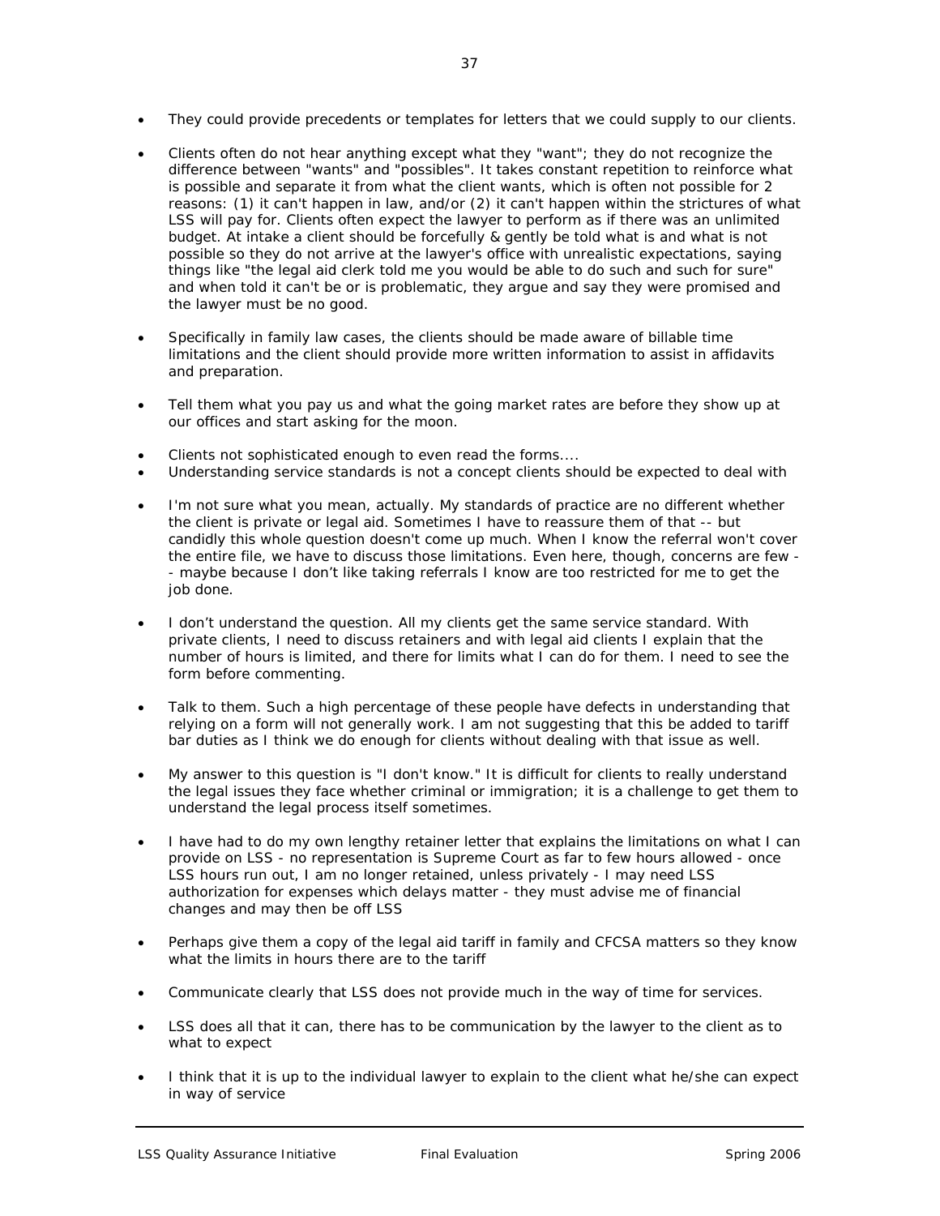- They could provide precedents or templates for letters that we could supply to our clients.

- Clients often do not hear anything except what they "want"; they do not recognize the difference between "wants" and "possibles". It takes constant repetition to reinforce what is possible and separate it from what the client wants, which is often not possible for 2 reasons: (1) it can't happen in law, and/or (2) it can't happen within the strictures of what LSS will pay for. Clients often expect the lawyer to perform as if there was an unlimited budget. At intake a client should be forcefully & gently be told what is and what is not possible so they do not arrive at the lawyer's office with unrealistic expectations, saying things like "the legal aid clerk told me you would be able to do such and such for sure" and when told it can't be or is problematic, they argue and say they were promised and the lawyer must be no good.

- Specifically in family law cases, the clients should be made aware of billable time limitations and the client should provide more written information to assist in affidavits and preparation.

- Tell them what you pay us and what the going market rates are before they show up at our offices and start asking for the moon.

- Clients not sophisticated enough to even read the forms....
- Understanding service standards is not a concept clients should be expected to deal with

- I'm not sure what you mean, actually. My standards of practice are no different whether the client is private or legal aid. Sometimes I have to reassure them of that -- but candidly this whole question doesn't come up much. When I know the referral won't cover the entire file, we have to discuss those limitations. Even here, though, concerns are few -- maybe because I don't like taking referrals I know are too restricted for me to get the job done.

- I don't understand the question. All my clients get the same service standard. With private clients, I need to discuss retainers and with legal aid clients I explain that the number of hours is limited, and there for limits what I can do for them. I need to see the form before commenting.

- Talk to them. Such a high percentage of these people have defects in understanding that relying on a form will not generally work. I am not suggesting that this be added to tariff bar duties as I think we do enough for clients without dealing with that issue as well.

- My answer to this question is "I don't know." It is difficult for clients to really understand the legal issues they face whether criminal or immigration; it is a challenge to get them to understand the legal process itself sometimes.

- I have had to do my own lengthy retainer letter that explains the limitations on what I can provide on LSS - no representation is Supreme Court as far to few hours allowed - once LSS hours run out, I am no longer retained, unless privately - I may need LSS authorization for expenses which delays matter - they must advise me of financial changes and may then be off LSS

- Perhaps give them a copy of the legal aid tariff in family and CFCSA matters so they know what the limits in hours there are to the tariff

- Communicate clearly that LSS does not provide much in the way of time for services.

- LSS does all that it can, there has to be communication by the lawyer to the client as to what to expect

- I think that it is up to the individual lawyer to explain to the client what he/she can expect in way of service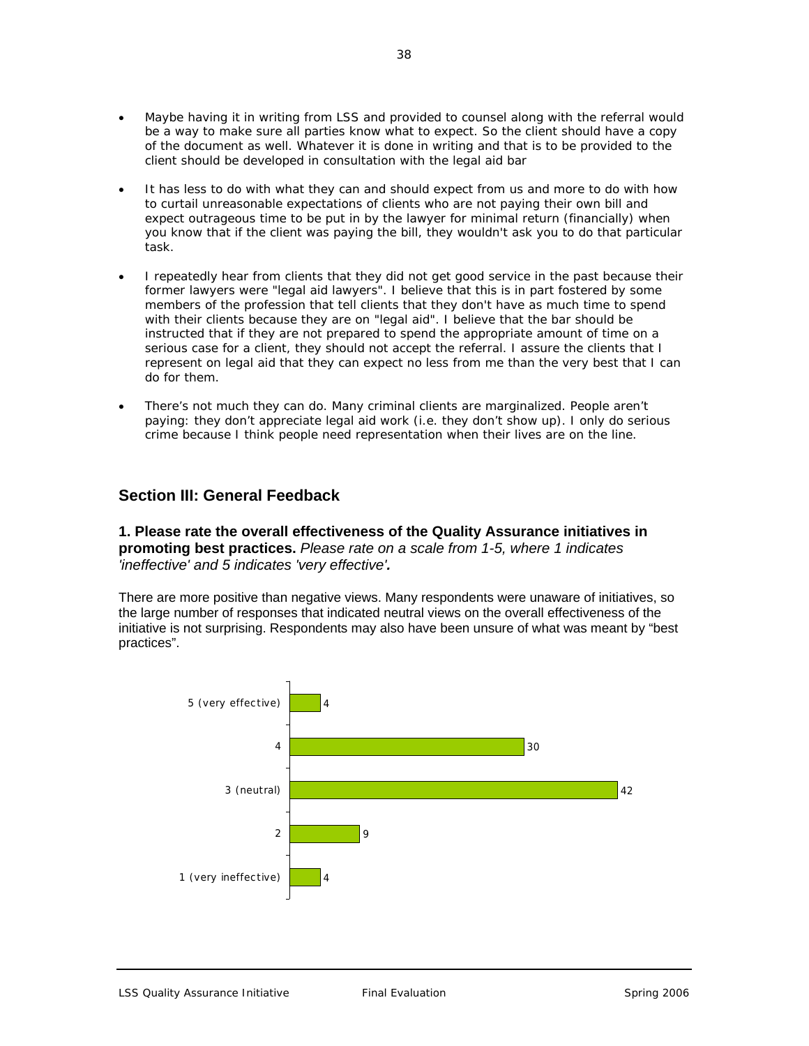- Maybe having it in writing from LSS and provided to counsel along with the referral would be a way to make sure all parties know what to expect. So the client should have a copy of the document as well. Whatever it is done in writing and that is to be provided to the client should be developed in consultation with the legal aid bar

- It has less to do with what they can and should expect from us and more to do with how to curtail unreasonable expectations of clients who are not paying their own bill and expect outrageous time to be put in by the lawyer for minimal return (financially) when you know that if the client was paying the bill, they wouldn't ask you to do that particular task.

- I repeatedly hear from clients that they did not get good service in the past because their former lawyers were "legal aid lawyers". I believe that this is in part fostered by some members of the profession that tell clients that they don't have as much time to spend with their clients because they are on "legal aid". I believe that the bar should be instructed that if they are not prepared to spend the appropriate amount of time on a serious case for a client, they should not accept the referral. I assure the clients that I represent on legal aid that they can expect no less from me than the very best that I can do for them.

- There's not much they can do. Many criminal clients are marginalized. People aren't paying: they don't appreciate legal aid work (i.e. they don't show up). I only do serious crime because I think people need representation when their lives are on the line.

## Section III: General Feedback

### 1. Please rate the overall effectiveness of the Quality Assurance initiatives in promoting best practices. *Please rate on a scale from 1-5, where 1 indicates 'ineffective' and 5 indicates 'very effective'.*

There are more positive than negative views. Many respondents were unaware of initiatives, so the large number of responses that indicated neutral views on the overall effectiveness of the initiative is not surprising. Respondents may also have been unsure of what was meant by "best practices".

5 (very effective) 4
4 30
3 (neutral) 42
2 9
1 (very ineffective) 4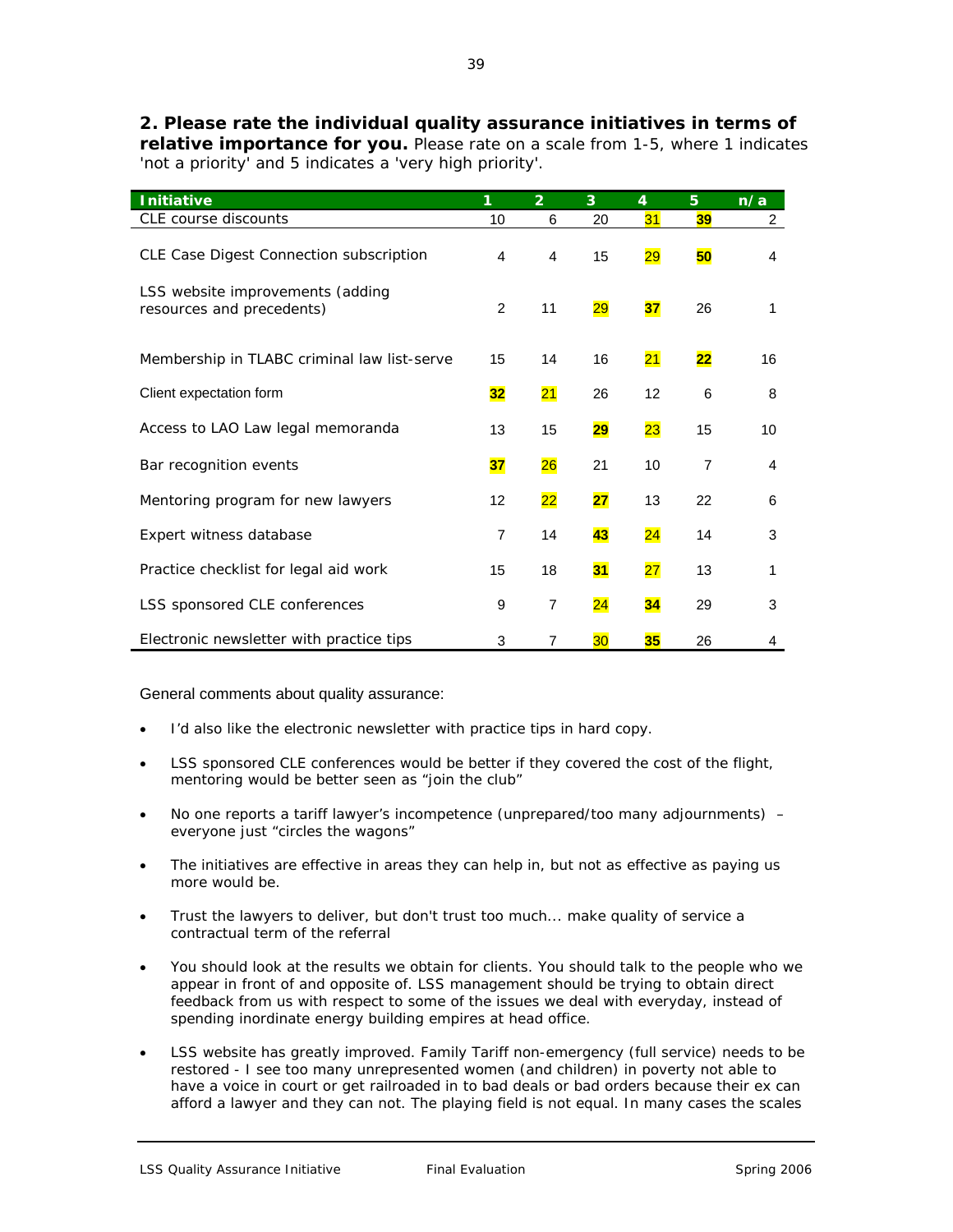**2. Please rate the individual quality assurance initiatives in terms of relative importance for you.** Please rate on a scale from 1-5, where 1 indicates 'not a priority' and 5 indicates a 'very high priority'.

| Initiative | 1 | 2 | 3 | 4 | 5 | n/a |
|---|---|---|---|---|---|---|
| CLE course discounts | 10 | 6 | 20 | 31 | **39** | 2 |
| CLE Case Digest Connection subscription | 4 | 4 | 15 | 29 | **50** | 4 |
| LSS website improvements (adding resources and precedents) | 2 | 11 | 29 | **37** | 26 | 1 |
| Membership in TLABC criminal law list-serve | 15 | 14 | 16 | 21 | **22** | 16 |
| Client expectation form | **32** | 21 | 26 | 12 | 6 | 8 |
| Access to LAO Law legal memoranda | 13 | 15 | **29** | 23 | 15 | 10 |
| Bar recognition events | **37** | 26 | 21 | 10 | 7 | 4 |
| Mentoring program for new lawyers | 12 | 22 | **27** | 13 | 22 | 6 |
| Expert witness database | 7 | 14 | **43** | 24 | 14 | 3 |
| Practice checklist for legal aid work | 15 | 18 | **31** | 27 | 13 | 1 |
| LSS sponsored CLE conferences | 9 | 7 | 24 | **34** | 29 | 3 |
| Electronic newsletter with practice tips | 3 | 7 | 30 | **35** | 26 | 4 |

General comments about quality assurance:

- I'd also like the electronic newsletter with practice tips in hard copy.
- LSS sponsored CLE conferences would be better if they covered the cost of the flight, mentoring would be better seen as "join the club"
- No one reports a tariff lawyer's incompetence (unprepared/too many adjournments) – everyone just "circles the wagons"
- The initiatives are effective in areas they can help in, but not as effective as paying us more would be.
- Trust the lawyers to deliver, but don't trust too much... make quality of service a contractual term of the referral
- You should look at the results we obtain for clients. You should talk to the people who we appear in front of and opposite of. LSS management should be trying to obtain direct feedback from us with respect to some of the issues we deal with everyday, instead of spending inordinate energy building empires at head office.
- LSS website has greatly improved. Family Tariff non-emergency (full service) needs to be restored - I see too many unrepresented women (and children) in poverty not able to have a voice in court or get railroaded in to bad deals or bad orders because their ex can afford a lawyer and they can not. The playing field is not equal. In many cases the scales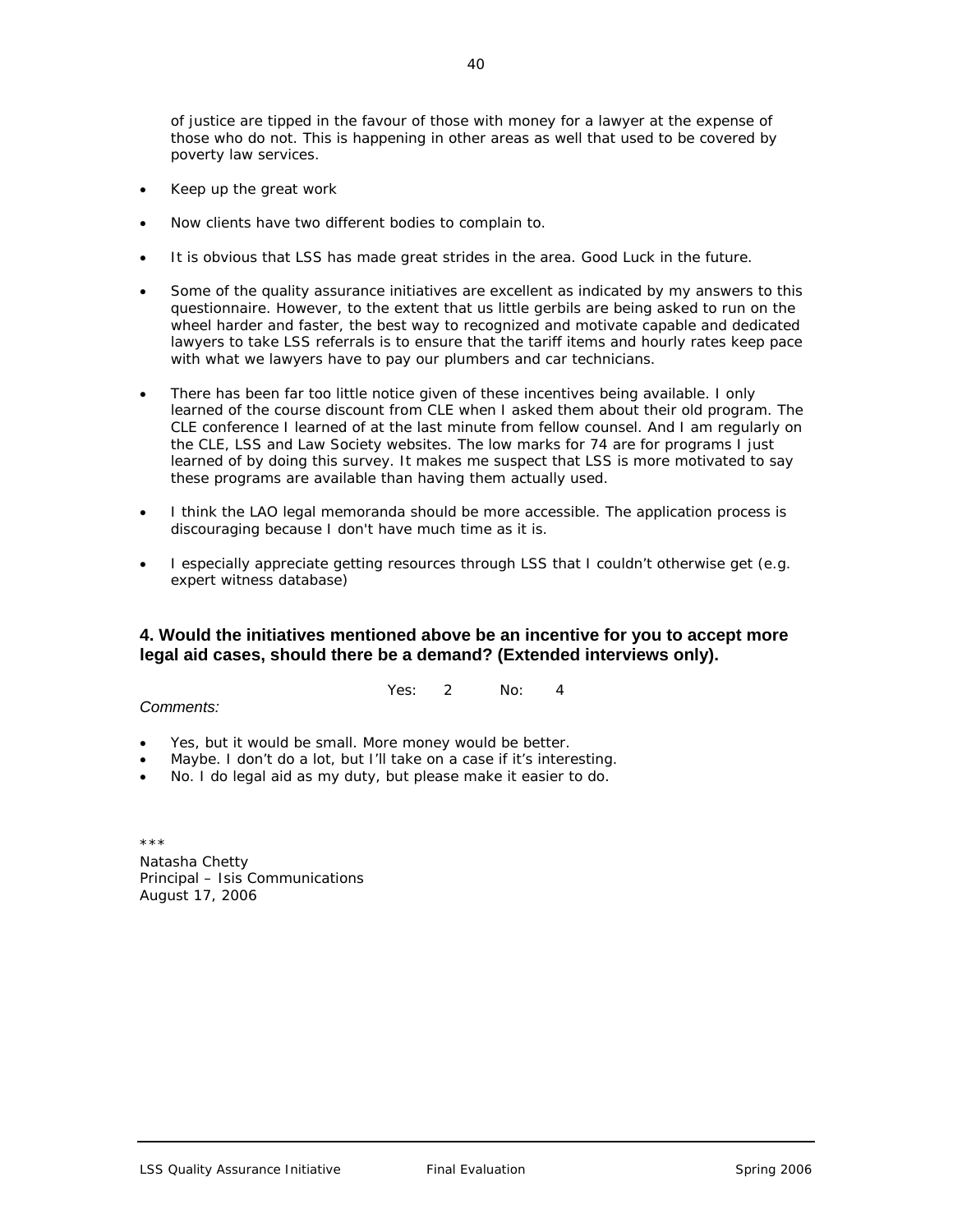of justice are tipped in the favour of those with money for a lawyer at the expense of those who do not. This is happening in other areas as well that used to be covered by poverty law services.

- Keep up the great work
- Now clients have two different bodies to complain to.
- It is obvious that LSS has made great strides in the area. Good Luck in the future.
- Some of the quality assurance initiatives are excellent as indicated by my answers to this questionnaire. However, to the extent that us little gerbils are being asked to run on the wheel harder and faster, the best way to recognized and motivate capable and dedicated lawyers to take LSS referrals is to ensure that the tariff items and hourly rates keep pace with what we lawyers have to pay our plumbers and car technicians.
- There has been far too little notice given of these incentives being available. I only learned of the course discount from CLE when I asked them about their old program. The CLE conference I learned of at the last minute from fellow counsel. And I am regularly on the CLE, LSS and Law Society websites. The low marks for 74 are for programs I just learned of by doing this survey. It makes me suspect that LSS is more motivated to say these programs are available than having them actually used.
- I think the LAO legal memoranda should be more accessible. The application process is discouraging because I don't have much time as it is.
- I especially appreciate getting resources through LSS that I couldn't otherwise get (e.g. expert witness database)

### 4. Would the initiatives mentioned above be an incentive for you to accept more legal aid cases, should there be a demand? (Extended interviews only).

Yes: 2 No: 4

*Comments:*

- Yes, but it would be small. More money would be better.
- Maybe. I don't do a lot, but I'll take on a case if it's interesting.
- No. I do legal aid as my duty, but please make it easier to do.

***

Natasha Chetty
Principal – Isis Communications
August 17, 2006